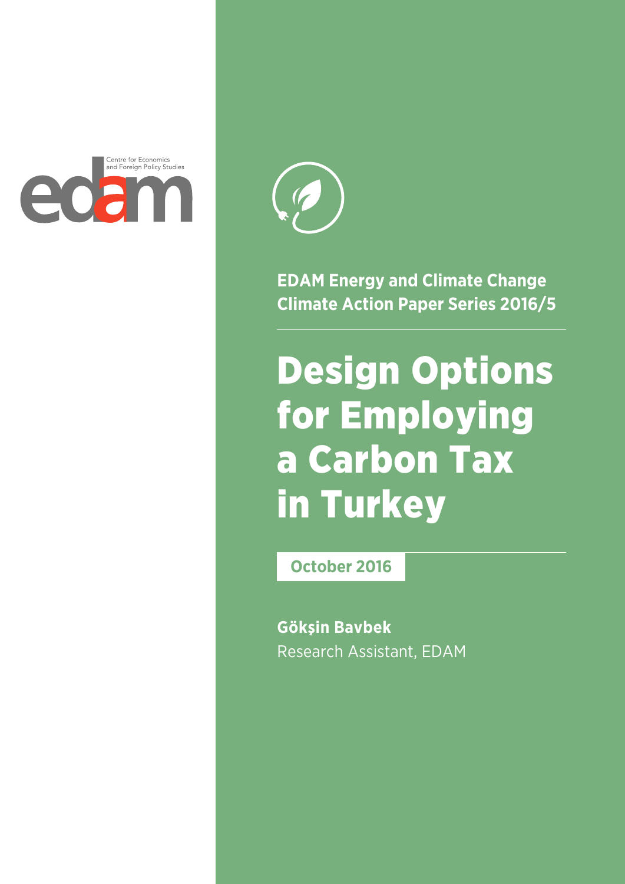edam
Centre for Economics and Foreign Policy Studies

**EDAM Energy and Climate Change Climate Action Paper Series 2016/5**

# Design Options for Employing a Carbon Tax in Turkey

**October 2016**

**Gökşin Bavbek**
Research Assistant, EDAM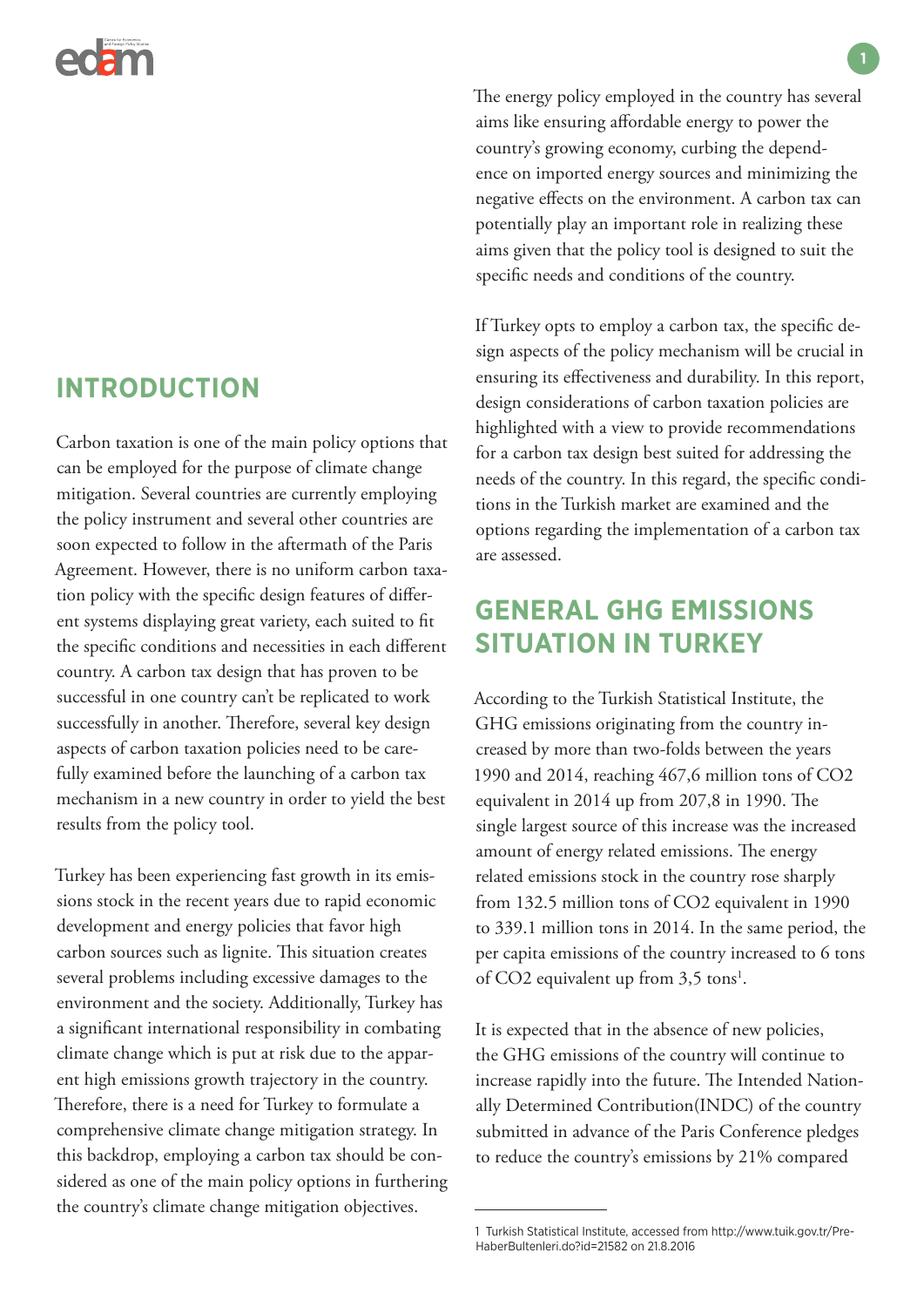## INTRODUCTION

Carbon taxation is one of the main policy options that can be employed for the purpose of climate change mitigation. Several countries are currently employing the policy instrument and several other countries are soon expected to follow in the aftermath of the Paris Agreement. However, there is no uniform carbon taxation policy with the specific design features of different systems displaying great variety, each suited to fit the specific conditions and necessities in each different country. A carbon tax design that has proven to be successful in one country can't be replicated to work successfully in another. Therefore, several key design aspects of carbon taxation policies need to be carefully examined before the launching of a carbon tax mechanism in a new country in order to yield the best results from the policy tool.

Turkey has been experiencing fast growth in its emissions stock in the recent years due to rapid economic development and energy policies that favor high carbon sources such as lignite. This situation creates several problems including excessive damages to the environment and the society. Additionally, Turkey has a significant international responsibility in combating climate change which is put at risk due to the apparent high emissions growth trajectory in the country. Therefore, there is a need for Turkey to formulate a comprehensive climate change mitigation strategy. In this backdrop, employing a carbon tax should be considered as one of the main policy options in furthering the country's climate change mitigation objectives.

The energy policy employed in the country has several aims like ensuring affordable energy to power the country's growing economy, curbing the dependence on imported energy sources and minimizing the negative effects on the environment. A carbon tax can potentially play an important role in realizing these aims given that the policy tool is designed to suit the specific needs and conditions of the country.

If Turkey opts to employ a carbon tax, the specific design aspects of the policy mechanism will be crucial in ensuring its effectiveness and durability. In this report, design considerations of carbon taxation policies are highlighted with a view to provide recommendations for a carbon tax design best suited for addressing the needs of the country. In this regard, the specific conditions in the Turkish market are examined and the options regarding the implementation of a carbon tax are assessed.

## GENERAL GHG EMISSIONS SITUATION IN TURKEY

According to the Turkish Statistical Institute, the GHG emissions originating from the country increased by more than two-folds between the years 1990 and 2014, reaching 467,6 million tons of $CO_2$ equivalent in 2014 up from 207,8 in 1990. The single largest source of this increase was the increased amount of energy related emissions. The energy related emissions stock in the country rose sharply from 132.5 million tons of $CO_2$ equivalent in 1990 to 339.1 million tons in 2014. In the same period, the per capita emissions of the country increased to 6 tons of $CO_2$ equivalent up from 3,5 tons[1].

It is expected that in the absence of new policies, the GHG emissions of the country will continue to increase rapidly into the future. The Intended Nationally Determined Contribution(INDC) of the country submitted in advance of the Paris Conference pledges to reduce the country's emissions by 21% compared

1 Turkish Statistical Institute, accessed from http://www.tuik.gov.tr/PreHaberBultenleri.do?id=21582 on 21.8.2016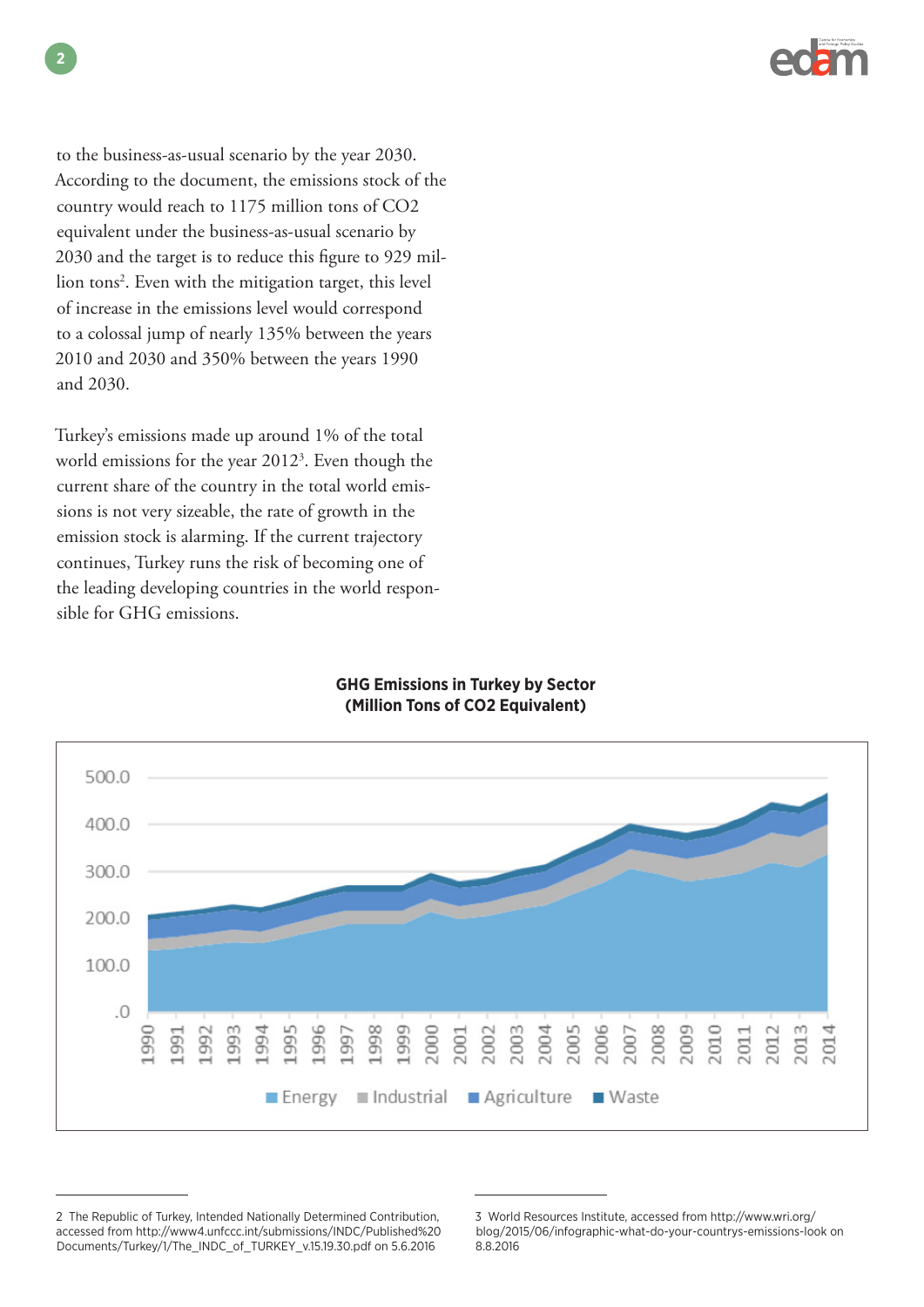to the business-as-usual scenario by the year 2030. According to the document, the emissions stock of the country would reach to 1175 million tons of CO2 equivalent under the business-as-usual scenario by 2030 and the target is to reduce this figure to 929 million tons[2]. Even with the mitigation target, this level of increase in the emissions level would correspond to a colossal jump of nearly 135% between the years 2010 and 2030 and 350% between the years 1990 and 2030.

Turkey's emissions made up around 1% of the total world emissions for the year 2012[3]. Even though the current share of the country in the total world emissions is not very sizeable, the rate of growth in the emission stock is alarming. If the current trajectory continues, Turkey runs the risk of becoming one of the leading developing countries in the world responsible for GHG emissions.

**GHG Emissions in Turkey by Sector (Million Tons of CO2 Equivalent)**

2 The Republic of Turkey, Intended Nationally Determined Contribution, accessed from http://www4.unfccc.int/submissions/INDC/Published%20 Documents/Turkey/1/The_INDC_of_TURKEY_v.15.19.30.pdf on 5.6.2016

3 World Resources Institute, accessed from http://www.wri.org/blog/2015/06/infographic-what-do-your-countrys-emissions-look on 8.8.2016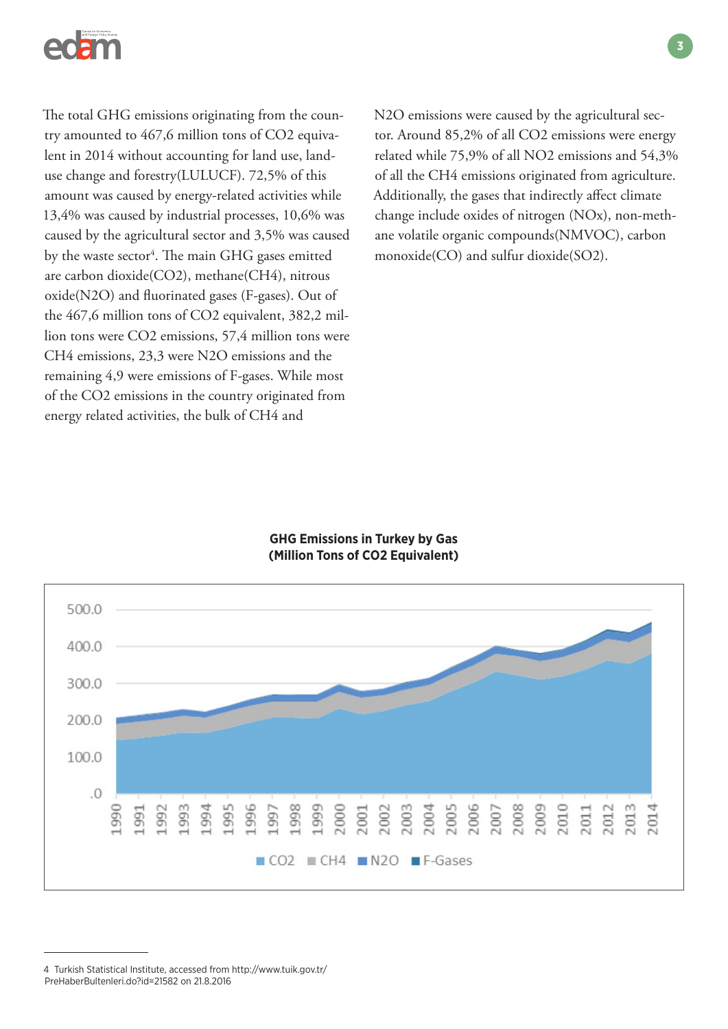The total GHG emissions originating from the country amounted to 467,6 million tons of $CO_2$ equivalent in 2014 without accounting for land use, land-use change and forestry(LULUCF). 72,5% of this amount was caused by energy-related activities while 13,4% was caused by industrial processes, 10,6% was caused by the agricultural sector and 3,5% was caused by the waste sector[4]. The main GHG gases emitted are carbon dioxide($CO_2$), methane($CH_4$), nitrous oxide($N_2O$) and fluorinated gases (F-gases). Out of the 467,6 million tons of $CO_2$ equivalent, 382,2 million tons were $CO_2$ emissions, 57,4 million tons were $CH_4$ emissions, 23,3 were $N_2O$ emissions and the remaining 4,9 were emissions of F-gases. While most of the $CO_2$ emissions in the country originated from energy related activities, the bulk of $CH_4$ and $N_2O$ emissions were caused by the agricultural sector. Around 85,2% of all $CO_2$ emissions were energy related while 75,9% of all $NO_2$ emissions and 54,3% of all the $CH_4$ emissions originated from agriculture. Additionally, the gases that indirectly affect climate change include oxides of nitrogen ($NO_x$), non-methane volatile organic compounds(NMVOC), carbon monoxide(CO) and sulfur dioxide($SO_2$).

**GHG Emissions in Turkey by Gas**
**(Million Tons of CO2 Equivalent)**

---

4 Turkish Statistical Institute, accessed from http://www.tuik.gov.tr/PreHaberBultenleri.do?id=21582 on 21.8.2016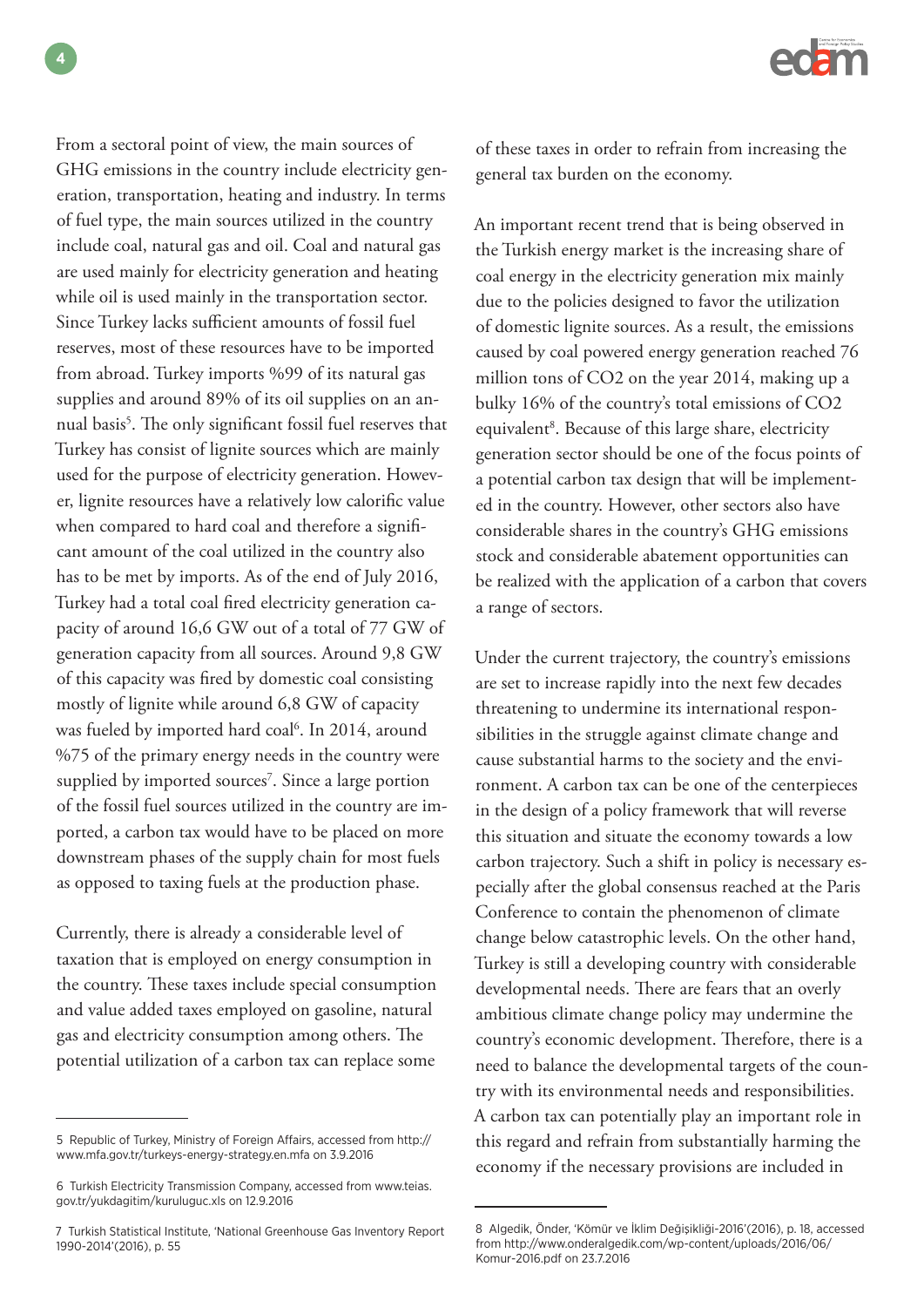From a sectoral point of view, the main sources of GHG emissions in the country include electricity generation, transportation, heating and industry. In terms of fuel type, the main sources utilized in the country include coal, natural gas and oil. Coal and natural gas are used mainly for electricity generation and heating while oil is used mainly in the transportation sector. Since Turkey lacks sufficient amounts of fossil fuel reserves, most of these resources have to be imported from abroad. Turkey imports %99 of its natural gas supplies and around 89% of its oil supplies on an annual basis[5]. The only significant fossil fuel reserves that Turkey has consist of lignite sources which are mainly used for the purpose of electricity generation. However, lignite resources have a relatively low calorific value when compared to hard coal and therefore a significant amount of the coal utilized in the country also has to be met by imports. As of the end of July 2016, Turkey had a total coal fired electricity generation capacity of around 16,6 GW out of a total of 77 GW of generation capacity from all sources. Around 9,8 GW of this capacity was fired by domestic coal consisting mostly of lignite while around 6,8 GW of capacity was fueled by imported hard coal[6]. In 2014, around %75 of the primary energy needs in the country were supplied by imported sources[7]. Since a large portion of the fossil fuel sources utilized in the country are imported, a carbon tax would have to be placed on more downstream phases of the supply chain for most fuels as opposed to taxing fuels at the production phase.

Currently, there is already a considerable level of taxation that is employed on energy consumption in the country. These taxes include special consumption and value added taxes employed on gasoline, natural gas and electricity consumption among others. The potential utilization of a carbon tax can replace some of these taxes in order to refrain from increasing the general tax burden on the economy.

An important recent trend that is being observed in the Turkish energy market is the increasing share of coal energy in the electricity generation mix mainly due to the policies designed to favor the utilization of domestic lignite sources. As a result, the emissions caused by coal powered energy generation reached 76 million tons of $CO_2$ on the year 2014, making up a bulky 16% of the country's total emissions of $CO_2$ equivalent[8]. Because of this large share, electricity generation sector should be one of the focus points of a potential carbon tax design that will be implemented in the country. However, other sectors also have considerable shares in the country's GHG emissions stock and considerable abatement opportunities can be realized with the application of a carbon that covers a range of sectors.

Under the current trajectory, the country's emissions are set to increase rapidly into the next few decades threatening to undermine its international responsibilities in the struggle against climate change and cause substantial harms to the society and the environment. A carbon tax can be one of the centerpieces in the design of a policy framework that will reverse this situation and situate the economy towards a low carbon trajectory. Such a shift in policy is necessary especially after the global consensus reached at the Paris Conference to contain the phenomenon of climate change below catastrophic levels. On the other hand, Turkey is still a developing country with considerable developmental needs. There are fears that an overly ambitious climate change policy may undermine the country's economic development. Therefore, there is a need to balance the developmental targets of the country with its environmental needs and responsibilities. A carbon tax can potentially play an important role in this regard and refrain from substantially harming the economy if the necessary provisions are included in

---

5 Republic of Turkey, Ministry of Foreign Affairs, accessed from http://www.mfa.gov.tr/turkeys-energy-strategy.en.mfa on 3.9.2016

6 Turkish Electricity Transmission Company, accessed from www.teias.gov.tr/yukdagitim/kuruluguc.xls on 12.9.2016

7 Turkish Statistical Institute, 'National Greenhouse Gas Inventory Report 1990-2014'(2016), p. 55

8 Algedik, Önder, 'Kömür ve İklim Değişikliği-2016'(2016), p. 18, accessed from http://www.onderalgedik.com/wp-content/uploads/2016/06/Komur-2016.pdf on 23.7.2016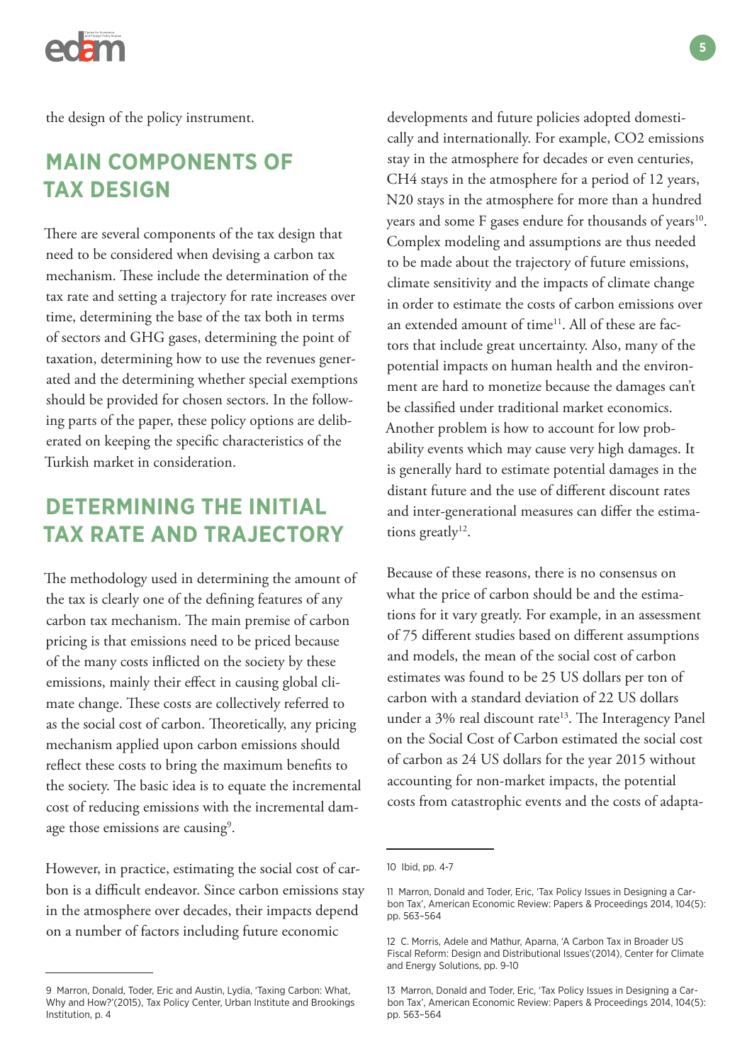the design of the policy instrument.

## MAIN COMPONENTS OF TAX DESIGN

There are several components of the tax design that need to be considered when devising a carbon tax mechanism. These include the determination of the tax rate and setting a trajectory for rate increases over time, determining the base of the tax both in terms of sectors and GHG gases, determining the point of taxation, determining how to use the revenues generated and the determining whether special exemptions should be provided for chosen sectors. In the following parts of the paper, these policy options are deliberated on keeping the specific characteristics of the Turkish market in consideration.

## DETERMINING THE INITIAL TAX RATE AND TRAJECTORY

The methodology used in determining the amount of the tax is clearly one of the defining features of any carbon tax mechanism. The main premise of carbon pricing is that emissions need to be priced because of the many costs inflicted on the society by these emissions, mainly their effect in causing global climate change. These costs are collectively referred to as the social cost of carbon. Theoretically, any pricing mechanism applied upon carbon emissions should reflect these costs to bring the maximum benefits to the society. The basic idea is to equate the incremental cost of reducing emissions with the incremental damage those emissions are causing[9].

However, in practice, estimating the social cost of carbon is a difficult endeavor. Since carbon emissions stay in the atmosphere over decades, their impacts depend on a number of factors including future economic developments and future policies adopted domestically and internationally. For example, $CO_2$ emissions stay in the atmosphere for decades or even centuries, $CH_4$ stays in the atmosphere for a period of 12 years, N20 stays in the atmosphere for more than a hundred years and some F gases endure for thousands of years[10]. Complex modeling and assumptions are thus needed to be made about the trajectory of future emissions, climate sensitivity and the impacts of climate change in order to estimate the costs of carbon emissions over an extended amount of time[11]. All of these are factors that include great uncertainty. Also, many of the potential impacts on human health and the environment are hard to monetize because the damages can't be classified under traditional market economics. Another problem is how to account for low probability events which may cause very high damages. It is generally hard to estimate potential damages in the distant future and the use of different discount rates and inter-generational measures can differ the estimations greatly[12].

Because of these reasons, there is no consensus on what the price of carbon should be and the estimations for it vary greatly. For example, in an assessment of 75 different studies based on different assumptions and models, the mean of the social cost of carbon estimates was found to be 25 US dollars per ton of carbon with a standard deviation of 22 US dollars under a 3% real discount rate[13]. The Interagency Panel on the Social Cost of Carbon estimated the social cost of carbon as 24 US dollars for the year 2015 without accounting for non-market impacts, the potential costs from catastrophic events and the costs of adapta-

---

9 Marron, Donald, Toder, Eric and Austin, Lydia, 'Taxing Carbon: What, Why and How?'(2015), Tax Policy Center, Urban Institute and Brookings Institution, p. 4

10 Ibid, pp. 4-7

11 Marron, Donald and Toder, Eric, 'Tax Policy Issues in Designing a Carbon Tax', American Economic Review: Papers & Proceedings 2014, 104(5): pp. 563–564

12 C. Morris, Adele and Mathur, Aparna, 'A Carbon Tax in Broader US Fiscal Reform: Design and Distributional Issues'(2014), Center for Climate and Energy Solutions, pp. 9-10

13 Marron, Donald and Toder, Eric, 'Tax Policy Issues in Designing a Carbon Tax', American Economic Review: Papers & Proceedings 2014, 104(5): pp. 563–564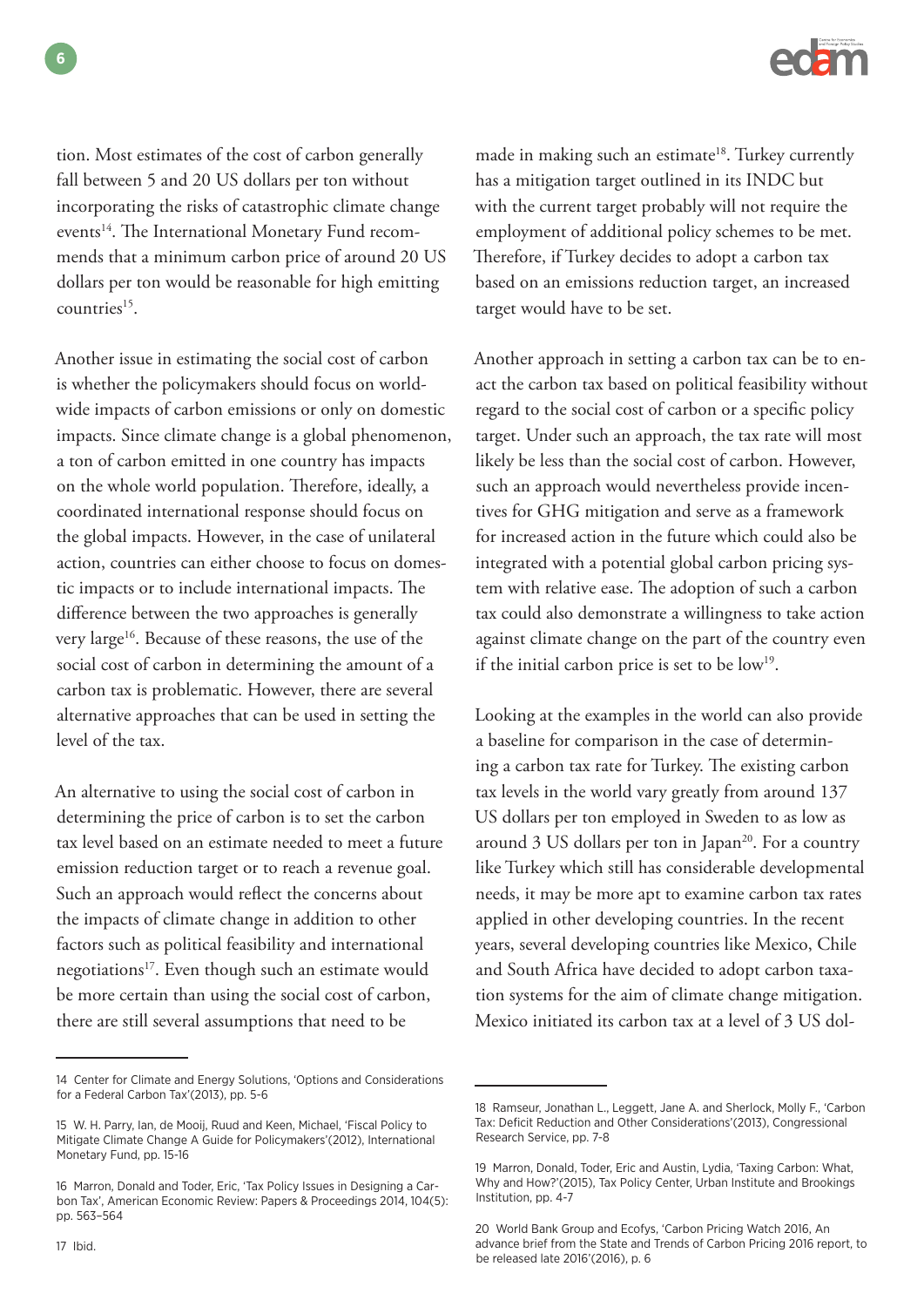tion. Most estimates of the cost of carbon generally fall between 5 and 20 US dollars per ton without incorporating the risks of catastrophic climate change events[14]. The International Monetary Fund recommends that a minimum carbon price of around 20 US dollars per ton would be reasonable for high emitting countries[15].

Another issue in estimating the social cost of carbon is whether the policymakers should focus on worldwide impacts of carbon emissions or only on domestic impacts. Since climate change is a global phenomenon, a ton of carbon emitted in one country has impacts on the whole world population. Therefore, ideally, a coordinated international response should focus on the global impacts. However, in the case of unilateral action, countries can either choose to focus on domestic impacts or to include international impacts. The difference between the two approaches is generally very large[16]. Because of these reasons, the use of the social cost of carbon in determining the amount of a carbon tax is problematic. However, there are several alternative approaches that can be used in setting the level of the tax.

An alternative to using the social cost of carbon in determining the price of carbon is to set the carbon tax level based on an estimate needed to meet a future emission reduction target or to reach a revenue goal. Such an approach would reflect the concerns about the impacts of climate change in addition to other factors such as political feasibility and international negotiations[17]. Even though such an estimate would be more certain than using the social cost of carbon, there are still several assumptions that need to be made in making such an estimate[18]. Turkey currently has a mitigation target outlined in its INDC but with the current target probably will not require the employment of additional policy schemes to be met. Therefore, if Turkey decides to adopt a carbon tax based on an emissions reduction target, an increased target would have to be set.

Another approach in setting a carbon tax can be to enact the carbon tax based on political feasibility without regard to the social cost of carbon or a specific policy target. Under such an approach, the tax rate will most likely be less than the social cost of carbon. However, such an approach would nevertheless provide incentives for GHG mitigation and serve as a framework for increased action in the future which could also be integrated with a potential global carbon pricing system with relative ease. The adoption of such a carbon tax could also demonstrate a willingness to take action against climate change on the part of the country even if the initial carbon price is set to be low[19].

Looking at the examples in the world can also provide a baseline for comparison in the case of determining a carbon tax rate for Turkey. The existing carbon tax levels in the world vary greatly from around 137 US dollars per ton employed in Sweden to as low as around 3 US dollars per ton in Japan[20]. For a country like Turkey which still has considerable developmental needs, it may be more apt to examine carbon tax rates applied in other developing countries. In the recent years, several developing countries like Mexico, Chile and South Africa have decided to adopt carbon taxation systems for the aim of climate change mitigation. Mexico initiated its carbon tax at a level of 3 US dol-

---

14 Center for Climate and Energy Solutions, 'Options and Considerations for a Federal Carbon Tax'(2013), pp. 5-6

15 W. H. Parry, Ian, de Mooij, Ruud and Keen, Michael, 'Fiscal Policy to Mitigate Climate Change A Guide for Policymakers'(2012), International Monetary Fund, pp. 15-16

16 Marron, Donald and Toder, Eric, 'Tax Policy Issues in Designing a Carbon Tax', American Economic Review: Papers & Proceedings 2014, 104(5): pp. 563–564

17 Ibid.

18 Ramseur, Jonathan L., Leggett, Jane A. and Sherlock, Molly F., 'Carbon Tax: Deficit Reduction and Other Considerations'(2013), Congressional Research Service, pp. 7-8

19 Marron, Donald, Toder, Eric and Austin, Lydia, 'Taxing Carbon: What, Why and How?'(2015), Tax Policy Center, Urban Institute and Brookings Institution, pp. 4-7

20 World Bank Group and Ecofys, 'Carbon Pricing Watch 2016, An advance brief from the State and Trends of Carbon Pricing 2016 report, to be released late 2016'(2016), p. 6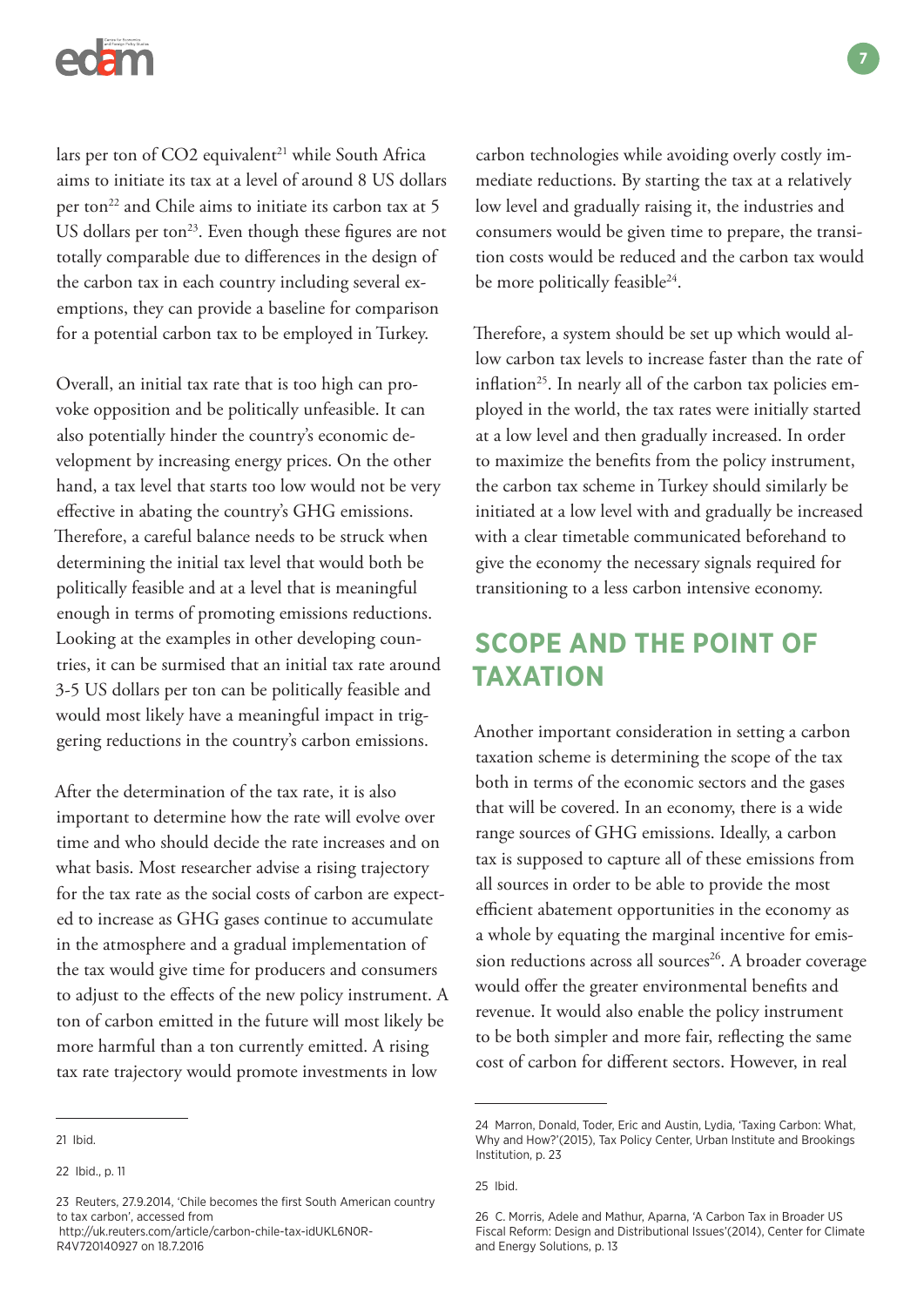lars per ton of $CO_2$ equivalent[21] while South Africa aims to initiate its tax at a level of around 8 US dollars per ton[22] and Chile aims to initiate its carbon tax at 5 US dollars per ton[23]. Even though these figures are not totally comparable due to differences in the design of the carbon tax in each country including several exemptions, they can provide a baseline for comparison for a potential carbon tax to be employed in Turkey.

Overall, an initial tax rate that is too high can provoke opposition and be politically unfeasible. It can also potentially hinder the country's economic development by increasing energy prices. On the other hand, a tax level that starts too low would not be very effective in abating the country's GHG emissions. Therefore, a careful balance needs to be struck when determining the initial tax level that would both be politically feasible and at a level that is meaningful enough in terms of promoting emissions reductions. Looking at the examples in other developing countries, it can be surmised that an initial tax rate around 3-5 US dollars per ton can be politically feasible and would most likely have a meaningful impact in triggering reductions in the country's carbon emissions.

After the determination of the tax rate, it is also important to determine how the rate will evolve over time and who should decide the rate increases and on what basis. Most researcher advise a rising trajectory for the tax rate as the social costs of carbon are expected to increase as GHG gases continue to accumulate in the atmosphere and a gradual implementation of the tax would give time for producers and consumers to adjust to the effects of the new policy instrument. A ton of carbon emitted in the future will most likely be more harmful than a ton currently emitted. A rising tax rate trajectory would promote investments in low carbon technologies while avoiding overly costly immediate reductions. By starting the tax at a relatively low level and gradually raising it, the industries and consumers would be given time to prepare, the transition costs would be reduced and the carbon tax would be more politically feasible[24].

Therefore, a system should be set up which would allow carbon tax levels to increase faster than the rate of inflation[25]. In nearly all of the carbon tax policies employed in the world, the tax rates were initially started at a low level and then gradually increased. In order to maximize the benefits from the policy instrument, the carbon tax scheme in Turkey should similarly be initiated at a low level with and gradually be increased with a clear timetable communicated beforehand to give the economy the necessary signals required for transitioning to a less carbon intensive economy.

## SCOPE AND THE POINT OF TAXATION

Another important consideration in setting a carbon taxation scheme is determining the scope of the tax both in terms of the economic sectors and the gases that will be covered. In an economy, there is a wide range sources of GHG emissions. Ideally, a carbon tax is supposed to capture all of these emissions from all sources in order to be able to provide the most efficient abatement opportunities in the economy as a whole by equating the marginal incentive for emission reductions across all sources[26]. A broader coverage would offer the greater environmental benefits and revenue. It would also enable the policy instrument to be both simpler and more fair, reflecting the same cost of carbon for different sectors. However, in real

---

21 Ibid.

22 Ibid., p. 11

23 Reuters, 27.9.2014, 'Chile becomes the first South American country to tax carbon', accessed from http://uk.reuters.com/article/carbon-chile-tax-idUKL6N0R-R4V720140927 on 18.7.2016

24 Marron, Donald, Toder, Eric and Austin, Lydia, 'Taxing Carbon: What, Why and How?'(2015), Tax Policy Center, Urban Institute and Brookings Institution, p. 23

25 Ibid.

26 C. Morris, Adele and Mathur, Aparna, 'A Carbon Tax in Broader US Fiscal Reform: Design and Distributional Issues'(2014), Center for Climate and Energy Solutions, p. 13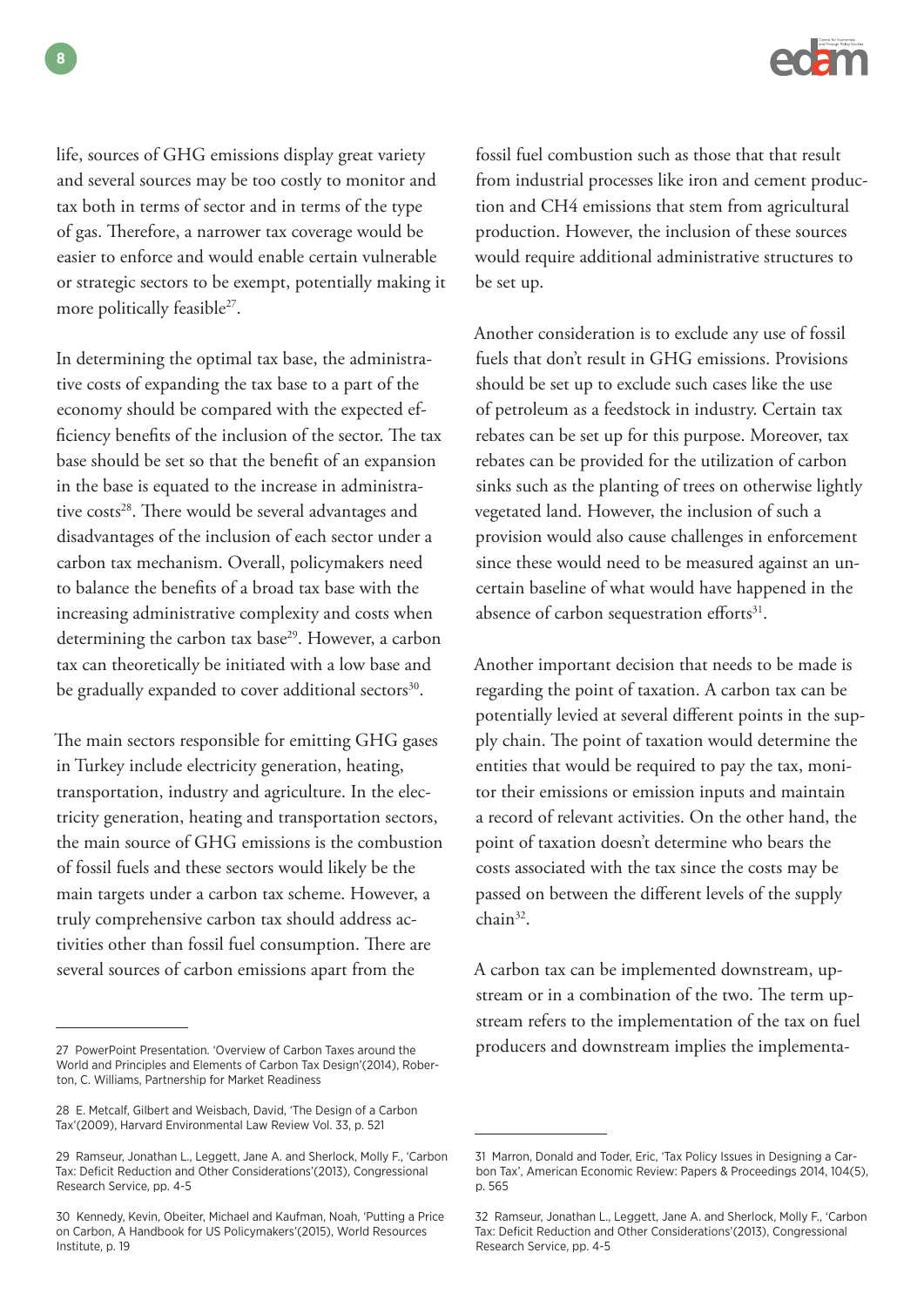life, sources of GHG emissions display great variety and several sources may be too costly to monitor and tax both in terms of sector and in terms of the type of gas. Therefore, a narrower tax coverage would be easier to enforce and would enable certain vulnerable or strategic sectors to be exempt, potentially making it more politically feasible[27].

In determining the optimal tax base, the administrative costs of expanding the tax base to a part of the economy should be compared with the expected efficiency benefits of the inclusion of the sector. The tax base should be set so that the benefit of an expansion in the base is equated to the increase in administrative costs[28]. There would be several advantages and disadvantages of the inclusion of each sector under a carbon tax mechanism. Overall, policymakers need to balance the benefits of a broad tax base with the increasing administrative complexity and costs when determining the carbon tax base[29]. However, a carbon tax can theoretically be initiated with a low base and be gradually expanded to cover additional sectors[30].

The main sectors responsible for emitting GHG gases in Turkey include electricity generation, heating, transportation, industry and agriculture. In the electricity generation, heating and transportation sectors, the main source of GHG emissions is the combustion of fossil fuels and these sectors would likely be the main targets under a carbon tax scheme. However, a truly comprehensive carbon tax should address activities other than fossil fuel consumption. There are several sources of carbon emissions apart from the fossil fuel combustion such as those that that result from industrial processes like iron and cement production and CH4 emissions that stem from agricultural production. However, the inclusion of these sources would require additional administrative structures to be set up.

Another consideration is to exclude any use of fossil fuels that don't result in GHG emissions. Provisions should be set up to exclude such cases like the use of petroleum as a feedstock in industry. Certain tax rebates can be set up for this purpose. Moreover, tax rebates can be provided for the utilization of carbon sinks such as the planting of trees on otherwise lightly vegetated land. However, the inclusion of such a provision would also cause challenges in enforcement since these would need to be measured against an uncertain baseline of what would have happened in the absence of carbon sequestration efforts[31].

Another important decision that needs to be made is regarding the point of taxation. A carbon tax can be potentially levied at several different points in the supply chain. The point of taxation would determine the entities that would be required to pay the tax, monitor their emissions or emission inputs and maintain a record of relevant activities. On the other hand, the point of taxation doesn't determine who bears the costs associated with the tax since the costs may be passed on between the different levels of the supply chain[32].

A carbon tax can be implemented downstream, upstream or in a combination of the two. The term upstream refers to the implementation of the tax on fuel producers and downstream implies the implementa-

---

27 PowerPoint Presentation. 'Overview of Carbon Taxes around the World and Principles and Elements of Carbon Tax Design'(2014), Roberton, C. Williams, Partnership for Market Readiness

28 E. Metcalf, Gilbert and Weisbach, David, 'The Design of a Carbon Tax'(2009), Harvard Environmental Law Review Vol. 33, p. 521

29 Ramseur, Jonathan L., Leggett, Jane A. and Sherlock, Molly F., 'Carbon Tax: Deficit Reduction and Other Considerations'(2013), Congressional Research Service, pp. 4-5

30 Kennedy, Kevin, Obeiter, Michael and Kaufman, Noah, 'Putting a Price on Carbon, A Handbook for US Policymakers'(2015), World Resources Institute, p. 19

31 Marron, Donald and Toder, Eric, 'Tax Policy Issues in Designing a Carbon Tax', American Economic Review: Papers & Proceedings 2014, 104(5), p. 565

32 Ramseur, Jonathan L., Leggett, Jane A. and Sherlock, Molly F., 'Carbon Tax: Deficit Reduction and Other Considerations'(2013), Congressional Research Service, pp. 4-5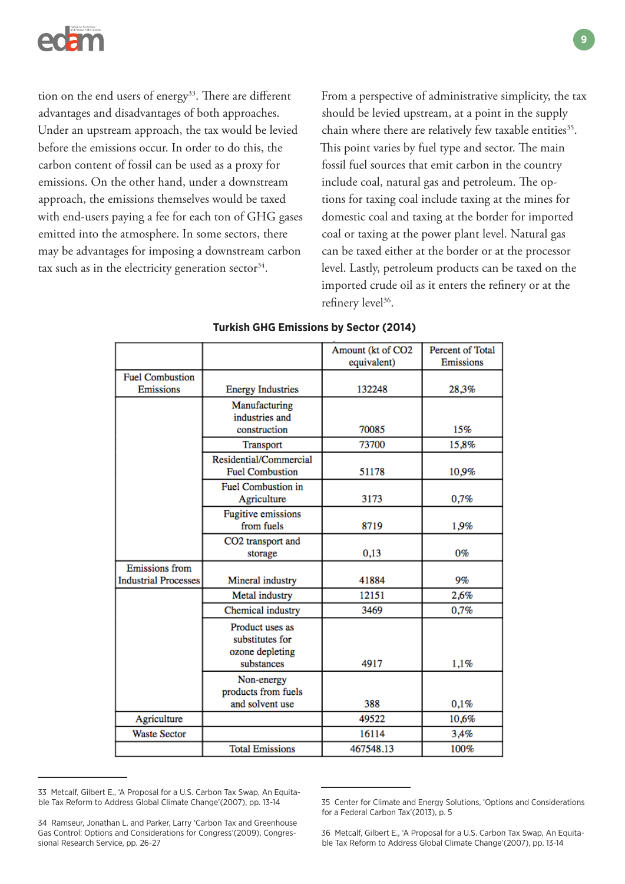tion on the end users of energy[33]. There are different advantages and disadvantages of both approaches. Under an upstream approach, the tax would be levied before the emissions occur. In order to do this, the carbon content of fossil can be used as a proxy for emissions. On the other hand, under a downstream approach, the emissions themselves would be taxed with end-users paying a fee for each ton of GHG gases emitted into the atmosphere. In some sectors, there may be advantages for imposing a downstream carbon tax such as in the electricity generation sector[34].

From a perspective of administrative simplicity, the tax should be levied upstream, at a point in the supply chain where there are relatively few taxable entities[35]. This point varies by fuel type and sector. The main fossil fuel sources that emit carbon in the country include coal, natural gas and petroleum. The options for taxing coal include taxing at the mines for domestic coal and taxing at the border for imported coal or taxing at the power plant level. Natural gas can be taxed either at the border or at the processor level. Lastly, petroleum products can be taxed on the imported crude oil as it enters the refinery or at the refinery level[36].

**Turkish GHG Emissions by Sector (2014)**

| | | Amount (kt of CO2 equivalent) | Percent of Total Emissions |
|---|---|---|---|
| Fuel Combustion Emissions | Energy Industries | 132248 | 28,3% |
| | Manufacturing industries and construction | 70085 | 15% |
| | Transport | 73700 | 15,8% |
| | Residential/Commercial Fuel Combustion | 51178 | 10,9% |
| | Fuel Combustion in Agriculture | 3173 | 0,7% |
| | Fugitive emissions from fuels | 8719 | 1,9% |
| | CO2 transport and storage | 0,13 | 0% |
| Emissions from Industrial Processes | Mineral industry | 41884 | 9% |
| | Metal industry | 12151 | 2,6% |
| | Chemical industry | 3469 | 0,7% |
| | Product uses as substitutes for ozone depleting substances | 4917 | 1,1% |
| | Non-energy products from fuels and solvent use | 388 | 0,1% |
| Agriculture | | 49522 | 10,6% |
| Waste Sector | | 16114 | 3,4% |
| | Total Emissions | 467548.13 | 100% |

---

33 Metcalf, Gilbert E., 'A Proposal for a U.S. Carbon Tax Swap, An Equitable Tax Reform to Address Global Climate Change'(2007), pp. 13-14

34 Ramseur, Jonathan L. and Parker, Larry 'Carbon Tax and Greenhouse Gas Control: Options and Considerations for Congress'(2009), Congressional Research Service, pp. 26-27

35 Center for Climate and Energy Solutions, 'Options and Considerations for a Federal Carbon Tax'(2013), p. 5

36 Metcalf, Gilbert E., 'A Proposal for a U.S. Carbon Tax Swap, An Equitable Tax Reform to Address Global Climate Change'(2007), pp. 13-14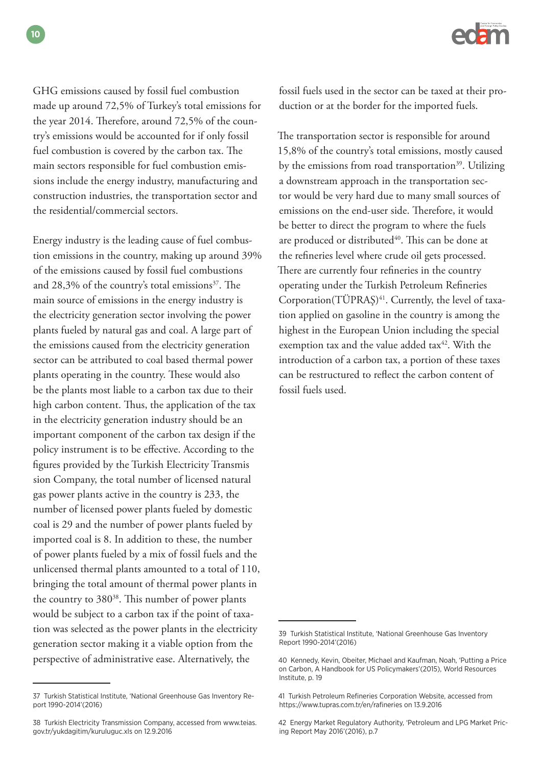GHG emissions caused by fossil fuel combustion made up around 72,5% of Turkey's total emissions for the year 2014. Therefore, around 72,5% of the country's emissions would be accounted for if only fossil fuel combustion is covered by the carbon tax. The main sectors responsible for fuel combustion emissions include the energy industry, manufacturing and construction industries, the transportation sector and the residential/commercial sectors.

Energy industry is the leading cause of fuel combustion emissions in the country, making up around 39% of the emissions caused by fossil fuel combustions and 28,3% of the country's total emissions[37]. The main source of emissions in the energy industry is the electricity generation sector involving the power plants fueled by natural gas and coal. A large part of the emissions caused from the electricity generation sector can be attributed to coal based thermal power plants operating in the country. These would also be the plants most liable to a carbon tax due to their high carbon content. Thus, the application of the tax in the electricity generation industry should be an important component of the carbon tax design if the policy instrument is to be effective. According to the figures provided by the Turkish Electricity Transmis sion Company, the total number of licensed natural gas power plants active in the country is 233, the number of licensed power plants fueled by domestic coal is 29 and the number of power plants fueled by imported coal is 8. In addition to these, the number of power plants fueled by a mix of fossil fuels and the unlicensed thermal plants amounted to a total of 110, bringing the total amount of thermal power plants in the country to 380[38]. This number of power plants would be subject to a carbon tax if the point of taxation was selected as the power plants in the electricity generation sector making it a viable option from the perspective of administrative ease. Alternatively, the fossil fuels used in the sector can be taxed at their production or at the border for the imported fuels.

The transportation sector is responsible for around 15,8% of the country's total emissions, mostly caused by the emissions from road transportation[39]. Utilizing a downstream approach in the transportation sector would be very hard due to many small sources of emissions on the end-user side. Therefore, it would be better to direct the program to where the fuels are produced or distributed[40]. This can be done at the refineries level where crude oil gets processed. There are currently four refineries in the country operating under the Turkish Petroleum Refineries Corporation(TÜPRAŞ)[41]. Currently, the level of taxation applied on gasoline in the country is among the highest in the European Union including the special exemption tax and the value added tax[42]. With the introduction of a carbon tax, a portion of these taxes can be restructured to reflect the carbon content of fossil fuels used.

---

37 Turkish Statistical Institute, 'National Greenhouse Gas Inventory Report 1990-2014'(2016)

38 Turkish Electricity Transmission Company, accessed from www.teias.gov.tr/yukdagitim/kuruluguc.xls on 12.9.2016

39 Turkish Statistical Institute, 'National Greenhouse Gas Inventory Report 1990-2014'(2016)

40 Kennedy, Kevin, Obeiter, Michael and Kaufman, Noah, 'Putting a Price on Carbon, A Handbook for US Policymakers'(2015), World Resources Institute, p. 19

41 Turkish Petroleum Refineries Corporation Website, accessed from https://www.tupras.com.tr/en/rafineries on 13.9.2016

42 Energy Market Regulatory Authority, 'Petroleum and LPG Market Pricing Report May 2016'(2016), p.7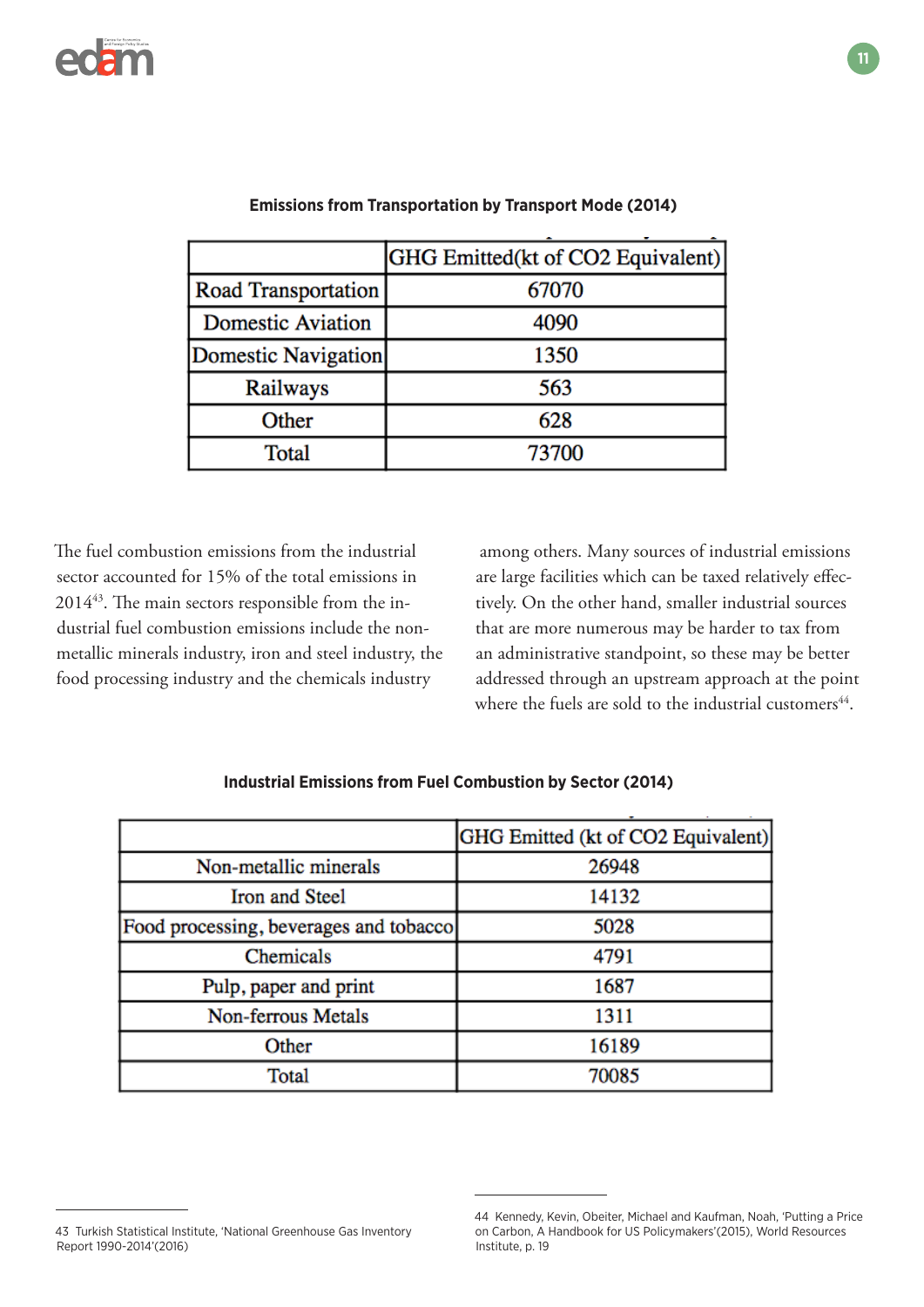**Emissions from Transportation by Transport Mode (2014)**

| | GHG Emitted(kt of CO2 Equivalent) |
|---|---|
| Road Transportation | 67070 |
| Domestic Aviation | 4090 |
| Domestic Navigation | 1350 |
| Railways | 563 |
| Other | 628 |
| Total | 73700 |

The fuel combustion emissions from the industrial sector accounted for 15% of the total emissions in 2014[43]. The main sectors responsible from the industrial fuel combustion emissions include the non-metallic minerals industry, iron and steel industry, the food processing industry and the chemicals industry among others. Many sources of industrial emissions are large facilities which can be taxed relatively effectively. On the other hand, smaller industrial sources that are more numerous may be harder to tax from an administrative standpoint, so these may be better addressed through an upstream approach at the point where the fuels are sold to the industrial customers[44].

**Industrial Emissions from Fuel Combustion by Sector (2014)**

| | GHG Emitted (kt of CO2 Equivalent) |
|---|---|
| Non-metallic minerals | 26948 |
| Iron and Steel | 14132 |
| Food processing, beverages and tobacco | 5028 |
| Chemicals | 4791 |
| Pulp, paper and print | 1687 |
| Non-ferrous Metals | 1311 |
| Other | 16189 |
| Total | 70085 |

43 Turkish Statistical Institute, 'National Greenhouse Gas Inventory Report 1990-2014'(2016)

44 Kennedy, Kevin, Obeiter, Michael and Kaufman, Noah, 'Putting a Price on Carbon, A Handbook for US Policymakers'(2015), World Resources Institute, p. 19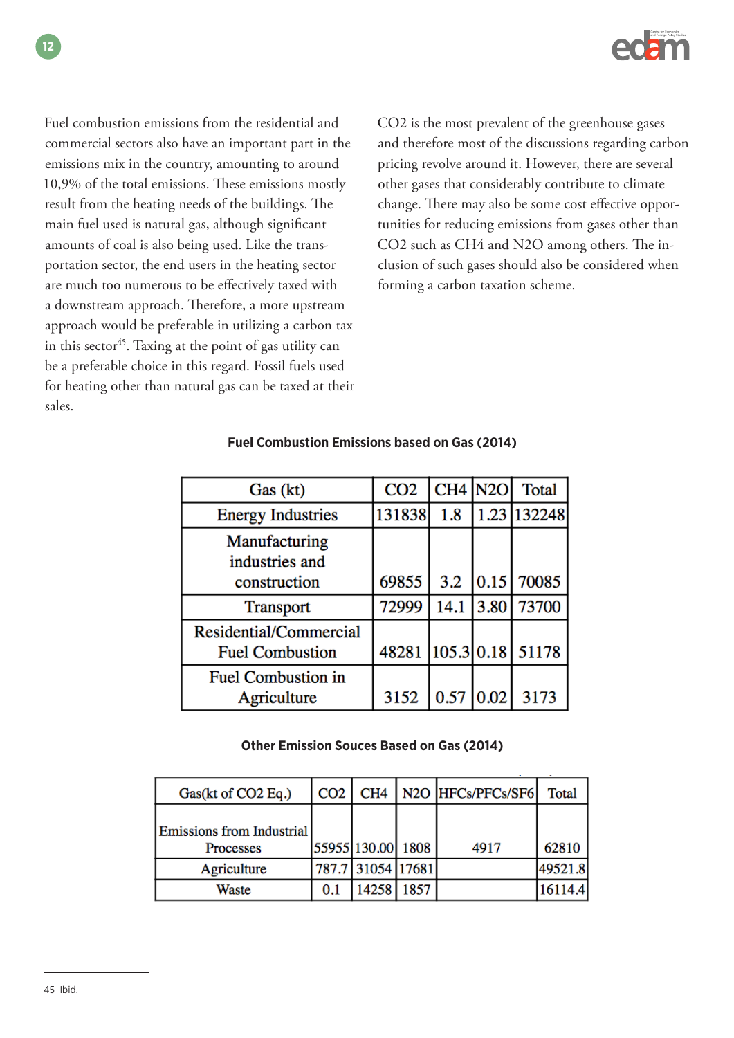Fuel combustion emissions from the residential and commercial sectors also have an important part in the emissions mix in the country, amounting to around 10,9% of the total emissions. These emissions mostly result from the heating needs of the buildings. The main fuel used is natural gas, although significant amounts of coal is also being used. Like the transportation sector, the end users in the heating sector are much too numerous to be effectively taxed with a downstream approach. Therefore, a more upstream approach would be preferable in utilizing a carbon tax in this sector[45]. Taxing at the point of gas utility can be a preferable choice in this regard. Fossil fuels used for heating other than natural gas can be taxed at their sales.

$CO_2$ is the most prevalent of the greenhouse gases and therefore most of the discussions regarding carbon pricing revolve around it. However, there are several other gases that considerably contribute to climate change. There may also be some cost effective opportunities for reducing emissions from gases other than $CO_2$ such as $CH_4$ and $N_2O$ among others. The inclusion of such gases should also be considered when forming a carbon taxation scheme.

**Fuel Combustion Emissions based on Gas (2014)**

| Gas (kt) | CO2 | CH4 | N2O | Total |
|---|---|---|---|---|
| Energy Industries | 131838 | 1.8 | 1.23 | 132248 |
| Manufacturing industries and construction | 69855 | 3.2 | 0.15 | 70085 |
| Transport | 72999 | 14.1 | 3.80 | 73700 |
| Residential/Commercial Fuel Combustion | 48281 | 105.3 | 0.18 | 51178 |
| Fuel Combustion in Agriculture | 3152 | 0.57 | 0.02 | 3173 |

**Other Emission Souces Based on Gas (2014)**

| Gas(kt of CO2 Eq.) | CO2 | CH4 | N2O | HFCs/PFCs/SF6 | Total |
|---|---|---|---|---|---|
| Emissions from Industrial Processes | 55955 | 130.00 | 1808 | 4917 | 62810 |
| Agriculture | 787.7 | 31054 | 17681 | | 49521.8 |
| Waste | 0.1 | 14258 | 1857 | | 16114.4 |

45 Ibid.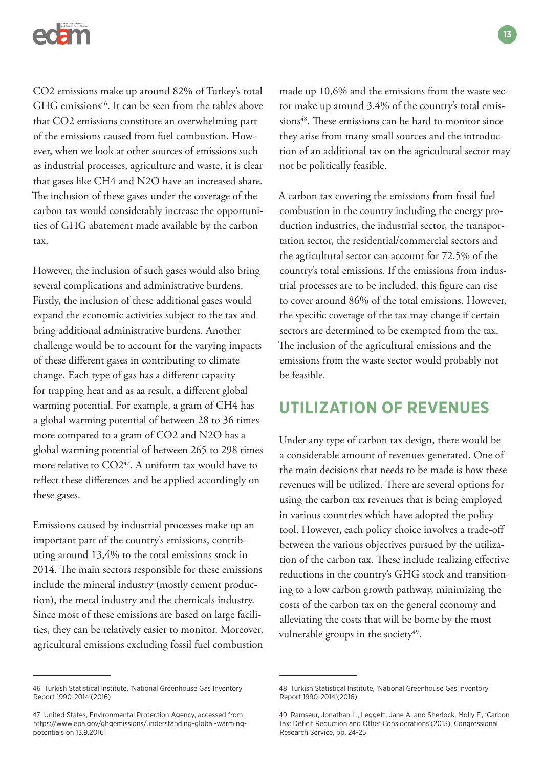$CO_2$ emissions make up around 82% of Turkey's total GHG emissions[46]. It can be seen from the tables above that $CO_2$ emissions constitute an overwhelming part of the emissions caused from fuel combustion. However, when we look at other sources of emissions such as industrial processes, agriculture and waste, it is clear that gases like $CH_4$ and $N_2O$ have an increased share. The inclusion of these gases under the coverage of the carbon tax would considerably increase the opportunities of GHG abatement made available by the carbon tax.

However, the inclusion of such gases would also bring several complications and administrative burdens. Firstly, the inclusion of these additional gases would expand the economic activities subject to the tax and bring additional administrative burdens. Another challenge would be to account for the varying impacts of these different gases in contributing to climate change. Each type of gas has a different capacity for trapping heat and as as result, a different global warming potential. For example, a gram of $CH_4$ has a global warming potential of between 28 to 36 times more compared to a gram of $CO_2$ and $N_2O$ has a global warming potential of between 265 to 298 times more relative to $CO_2$[47]. A uniform tax would have to reflect these differences and be applied accordingly on these gases.

Emissions caused by industrial processes make up an important part of the country's emissions, contributing around 13,4% to the total emissions stock in 2014. The main sectors responsible for these emissions include the mineral industry (mostly cement production), the metal industry and the chemicals industry. Since most of these emissions are based on large facilities, they can be relatively easier to monitor. Moreover, agricultural emissions excluding fossil fuel combustion made up 10,6% and the emissions from the waste sector make up around 3,4% of the country's total emissions[48]. These emissions can be hard to monitor since they arise from many small sources and the introduction of an additional tax on the agricultural sector may not be politically feasible.

A carbon tax covering the emissions from fossil fuel combustion in the country including the energy production industries, the industrial sector, the transportation sector, the residential/commercial sectors and the agricultural sector can account for 72,5% of the country's total emissions. If the emissions from industrial processes are to be included, this figure can rise to cover around 86% of the total emissions. However, the specific coverage of the tax may change if certain sectors are determined to be exempted from the tax. The inclusion of the agricultural emissions and the emissions from the waste sector would probably not be feasible.

## UTILIZATION OF REVENUES

Under any type of carbon tax design, there would be a considerable amount of revenues generated. One of the main decisions that needs to be made is how these revenues will be utilized. There are several options for using the carbon tax revenues that is being employed in various countries which have adopted the policy tool. However, each policy choice involves a trade-off between the various objectives pursued by the utilization of the carbon tax. These include realizing effective reductions in the country's GHG stock and transitioning to a low carbon growth pathway, minimizing the costs of the carbon tax on the general economy and alleviating the costs that will be borne by the most vulnerable groups in the society[49].

---

46 Turkish Statistical Institute, 'National Greenhouse Gas Inventory Report 1990-2014'(2016)

47 United States, Environmental Protection Agency, accessed from https://www.epa.gov/ghgemissions/understanding-global-warming-potentials on 13.9.2016

48 Turkish Statistical Institute, 'National Greenhouse Gas Inventory Report 1990-2014'(2016)

49 Ramseur, Jonathan L., Leggett, Jane A. and Sherlock, Molly F., 'Carbon Tax: Deficit Reduction and Other Considerations'(2013), Congressional Research Service, pp. 24-25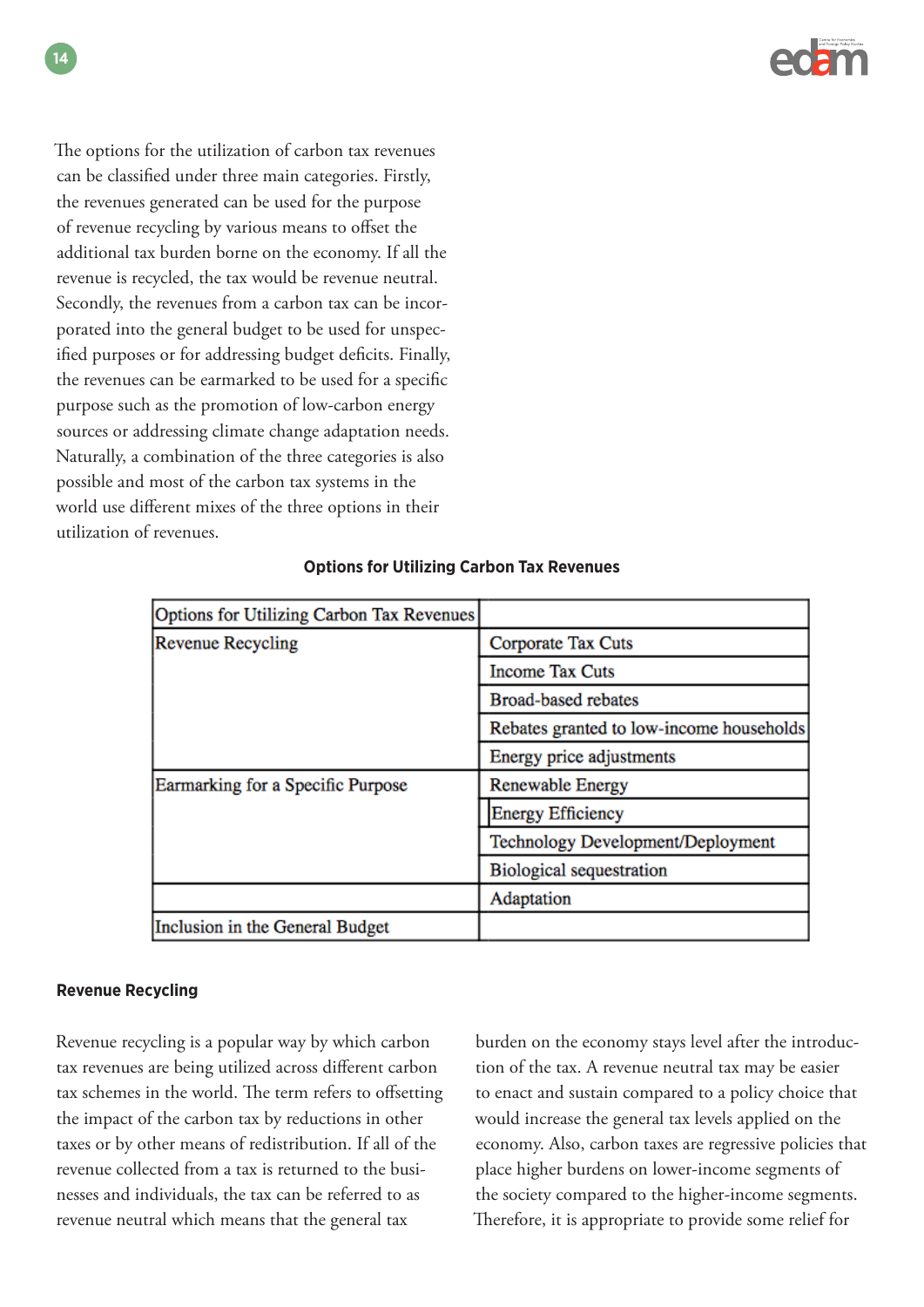The options for the utilization of carbon tax revenues can be classified under three main categories. Firstly, the revenues generated can be used for the purpose of revenue recycling by various means to offset the additional tax burden borne on the economy. If all the revenue is recycled, the tax would be revenue neutral. Secondly, the revenues from a carbon tax can be incorporated into the general budget to be used for unspecified purposes or for addressing budget deficits. Finally, the revenues can be earmarked to be used for a specific purpose such as the promotion of low-carbon energy sources or addressing climate change adaptation needs. Naturally, a combination of the three categories is also possible and most of the carbon tax systems in the world use different mixes of the three options in their utilization of revenues.

**Options for Utilizing Carbon Tax Revenues**

| Options for Utilizing Carbon Tax Revenues | |
|---|---|
| Revenue Recycling | Corporate Tax Cuts |
| | Income Tax Cuts |
| | Broad-based rebates |
| | Rebates granted to low-income households |
| | Energy price adjustments |
| Earmarking for a Specific Purpose | Renewable Energy |
| | Energy Efficiency |
| | Technology Development/Deployment |
| | Biological sequestration |
| | Adaptation |
| Inclusion in the General Budget | |

**Revenue Recycling**

Revenue recycling is a popular way by which carbon tax revenues are being utilized across different carbon tax schemes in the world. The term refers to offsetting the impact of the carbon tax by reductions in other taxes or by other means of redistribution. If all of the revenue collected from a tax is returned to the businesses and individuals, the tax can be referred to as revenue neutral which means that the general tax burden on the economy stays level after the introduction of the tax. A revenue neutral tax may be easier to enact and sustain compared to a policy choice that would increase the general tax levels applied on the economy. Also, carbon taxes are regressive policies that place higher burdens on lower-income segments of the society compared to the higher-income segments. Therefore, it is appropriate to provide some relief for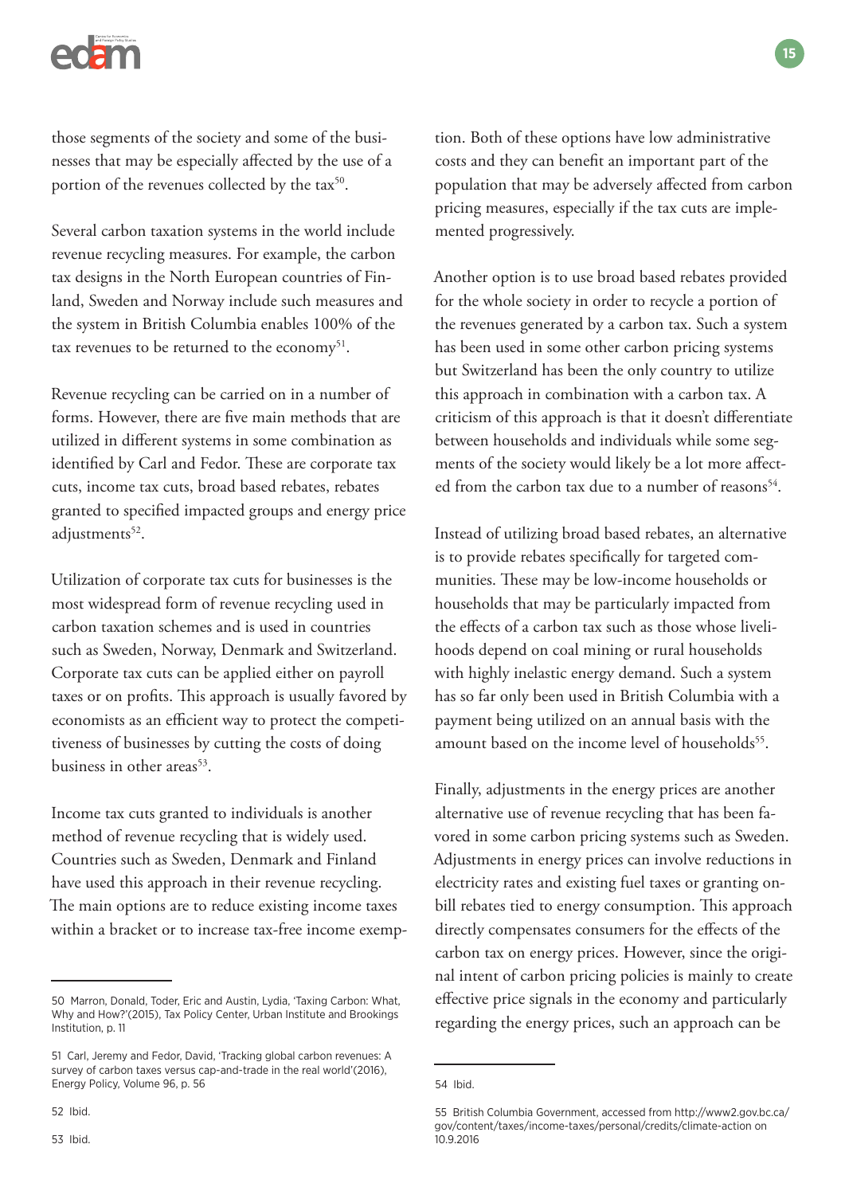those segments of the society and some of the businesses that may be especially affected by the use of a portion of the revenues collected by the tax[50].

Several carbon taxation systems in the world include revenue recycling measures. For example, the carbon tax designs in the North European countries of Finland, Sweden and Norway include such measures and the system in British Columbia enables 100% of the tax revenues to be returned to the economy[51].

Revenue recycling can be carried on in a number of forms. However, there are five main methods that are utilized in different systems in some combination as identified by Carl and Fedor. These are corporate tax cuts, income tax cuts, broad based rebates, rebates granted to specified impacted groups and energy price adjustments[52].

Utilization of corporate tax cuts for businesses is the most widespread form of revenue recycling used in carbon taxation schemes and is used in countries such as Sweden, Norway, Denmark and Switzerland. Corporate tax cuts can be applied either on payroll taxes or on profits. This approach is usually favored by economists as an efficient way to protect the competitiveness of businesses by cutting the costs of doing business in other areas[53].

Income tax cuts granted to individuals is another method of revenue recycling that is widely used. Countries such as Sweden, Denmark and Finland have used this approach in their revenue recycling. The main options are to reduce existing income taxes within a bracket or to increase tax-free income exemption. Both of these options have low administrative costs and they can benefit an important part of the population that may be adversely affected from carbon pricing measures, especially if the tax cuts are implemented progressively.

Another option is to use broad based rebates provided for the whole society in order to recycle a portion of the revenues generated by a carbon tax. Such a system has been used in some other carbon pricing systems but Switzerland has been the only country to utilize this approach in combination with a carbon tax. A criticism of this approach is that it doesn't differentiate between households and individuals while some segments of the society would likely be a lot more affected from the carbon tax due to a number of reasons[54].

Instead of utilizing broad based rebates, an alternative is to provide rebates specifically for targeted communities. These may be low-income households or households that may be particularly impacted from the effects of a carbon tax such as those whose livelihoods depend on coal mining or rural households with highly inelastic energy demand. Such a system has so far only been used in British Columbia with a payment being utilized on an annual basis with the amount based on the income level of households[55].

Finally, adjustments in the energy prices are another alternative use of revenue recycling that has been favored in some carbon pricing systems such as Sweden. Adjustments in energy prices can involve reductions in electricity rates and existing fuel taxes or granting on-bill rebates tied to energy consumption. This approach directly compensates consumers for the effects of the carbon tax on energy prices. However, since the original intent of carbon pricing policies is mainly to create effective price signals in the economy and particularly regarding the energy prices, such an approach can be

---

50 Marron, Donald, Toder, Eric and Austin, Lydia, 'Taxing Carbon: What, Why and How?'(2015), Tax Policy Center, Urban Institute and Brookings Institution, p. 11

51 Carl, Jeremy and Fedor, David, 'Tracking global carbon revenues: A survey of carbon taxes versus cap-and-trade in the real world'(2016), Energy Policy, Volume 96, p. 56

52 Ibid.

53 Ibid.

54 Ibid.

55 British Columbia Government, accessed from http://www2.gov.bc.ca/gov/content/taxes/income-taxes/personal/credits/climate-action on 10.9.2016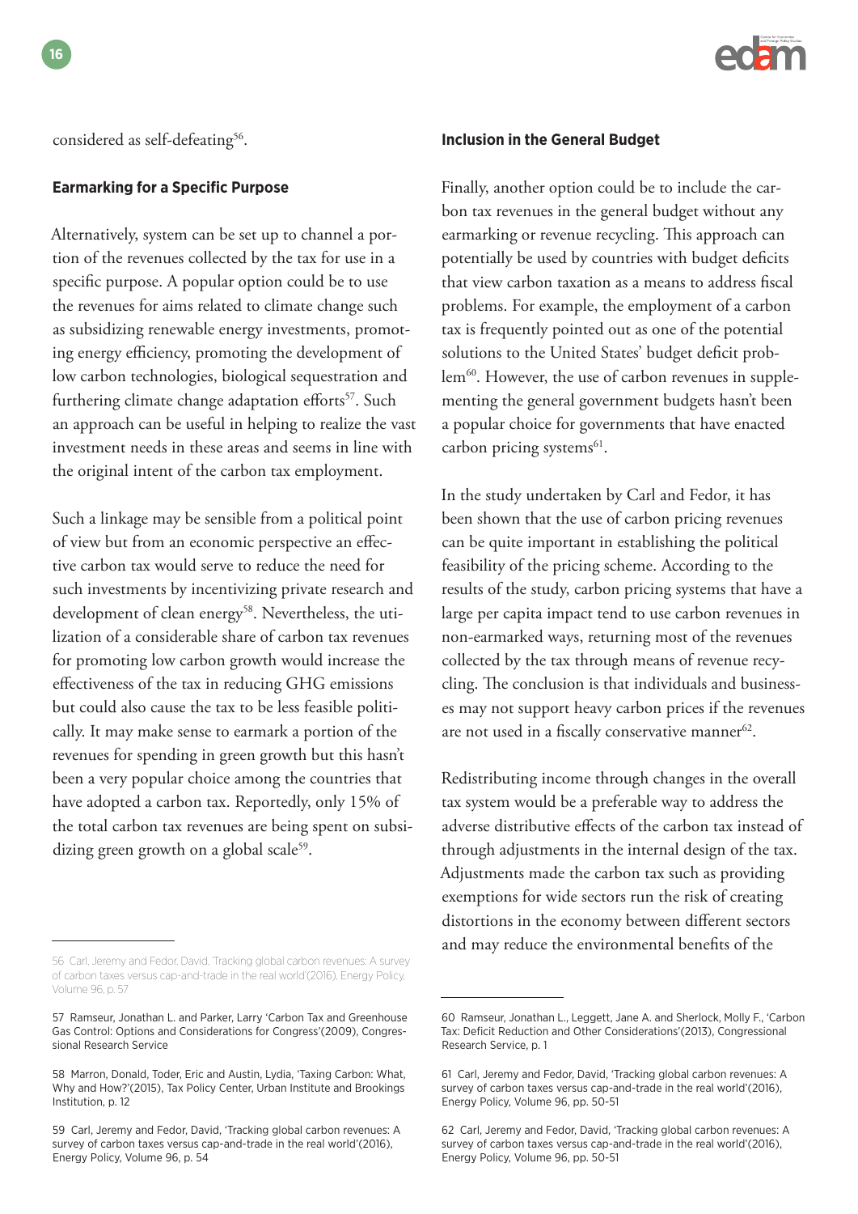considered as self-defeating[56].

### Earmarking for a Specific Purpose

Alternatively, system can be set up to channel a portion of the revenues collected by the tax for use in a specific purpose. A popular option could be to use the revenues for aims related to climate change such as subsidizing renewable energy investments, promoting energy efficiency, promoting the development of low carbon technologies, biological sequestration and furthering climate change adaptation efforts[57]. Such an approach can be useful in helping to realize the vast investment needs in these areas and seems in line with the original intent of the carbon tax employment.

Such a linkage may be sensible from a political point of view but from an economic perspective an effective carbon tax would serve to reduce the need for such investments by incentivizing private research and development of clean energy[58]. Nevertheless, the utilization of a considerable share of carbon tax revenues for promoting low carbon growth would increase the effectiveness of the tax in reducing GHG emissions but could also cause the tax to be less feasible politically. It may make sense to earmark a portion of the revenues for spending in green growth but this hasn't been a very popular choice among the countries that have adopted a carbon tax. Reportedly, only 15% of the total carbon tax revenues are being spent on subsidizing green growth on a global scale[59].

### Inclusion in the General Budget

Finally, another option could be to include the carbon tax revenues in the general budget without any earmarking or revenue recycling. This approach can potentially be used by countries with budget deficits that view carbon taxation as a means to address fiscal problems. For example, the employment of a carbon tax is frequently pointed out as one of the potential solutions to the United States' budget deficit problem[60]. However, the use of carbon revenues in supplementing the general government budgets hasn't been a popular choice for governments that have enacted carbon pricing systems[61].

In the study undertaken by Carl and Fedor, it has been shown that the use of carbon pricing revenues can be quite important in establishing the political feasibility of the pricing scheme. According to the results of the study, carbon pricing systems that have a large per capita impact tend to use carbon revenues in non-earmarked ways, returning most of the revenues collected by the tax through means of revenue recycling. The conclusion is that individuals and businesses may not support heavy carbon prices if the revenues are not used in a fiscally conservative manner[62].

Redistributing income through changes in the overall tax system would be a preferable way to address the adverse distributive effects of the carbon tax instead of through adjustments in the internal design of the tax. Adjustments made the carbon tax such as providing exemptions for wide sectors run the risk of creating distortions in the economy between different sectors and may reduce the environmental benefits of the

---

56 Carl, Jeremy and Fedor, David, 'Tracking global carbon revenues: A survey of carbon taxes versus cap-and-trade in the real world'(2016), Energy Policy, Volume 96, p. 57

57 Ramseur, Jonathan L. and Parker, Larry 'Carbon Tax and Greenhouse Gas Control: Options and Considerations for Congress'(2009), Congressional Research Service

58 Marron, Donald, Toder, Eric and Austin, Lydia, 'Taxing Carbon: What, Why and How?'(2015), Tax Policy Center, Urban Institute and Brookings Institution, p. 12

59 Carl, Jeremy and Fedor, David, 'Tracking global carbon revenues: A survey of carbon taxes versus cap-and-trade in the real world'(2016), Energy Policy, Volume 96, p. 54

60 Ramseur, Jonathan L., Leggett, Jane A. and Sherlock, Molly F., 'Carbon Tax: Deficit Reduction and Other Considerations'(2013), Congressional Research Service, p. 1

61 Carl, Jeremy and Fedor, David, 'Tracking global carbon revenues: A survey of carbon taxes versus cap-and-trade in the real world'(2016), Energy Policy, Volume 96, pp. 50-51

62 Carl, Jeremy and Fedor, David, 'Tracking global carbon revenues: A survey of carbon taxes versus cap-and-trade in the real world'(2016), Energy Policy, Volume 96, pp. 50-51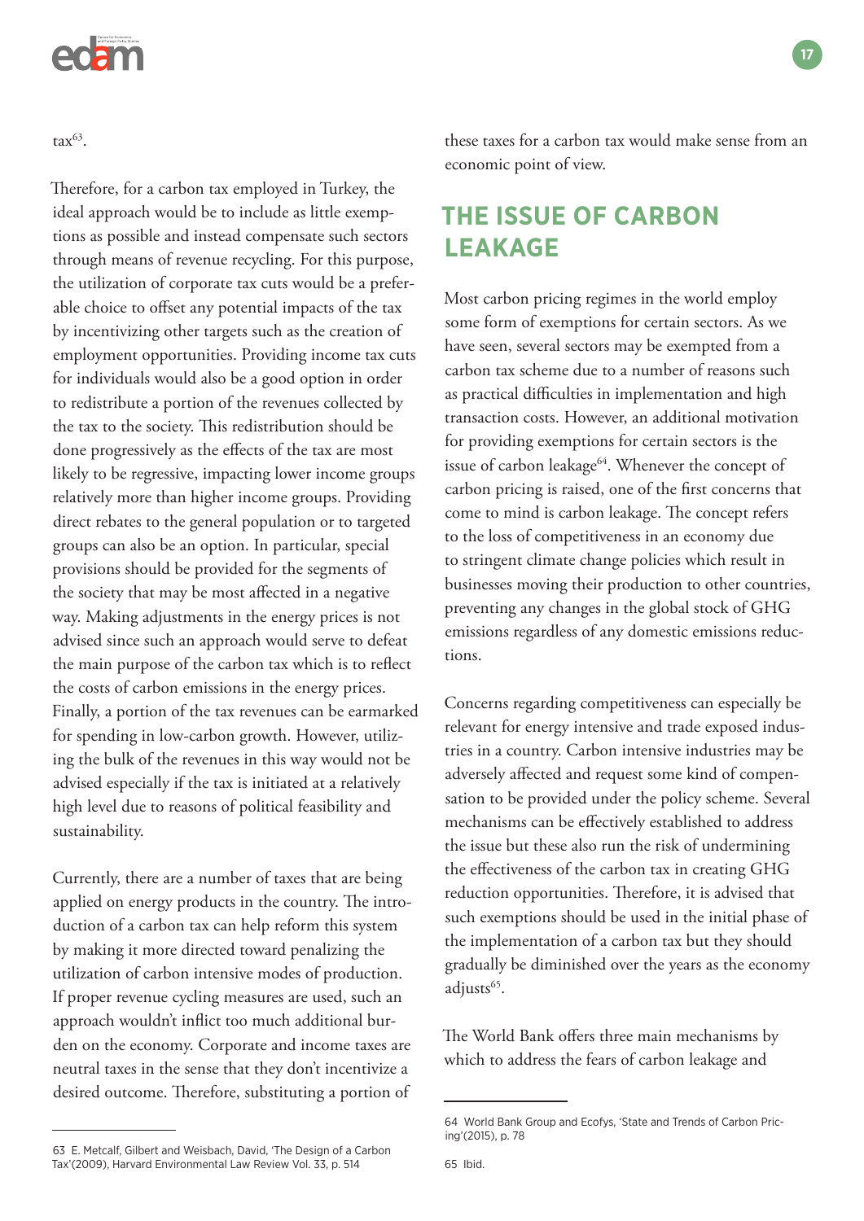tax[63].

Therefore, for a carbon tax employed in Turkey, the ideal approach would be to include as little exemptions as possible and instead compensate such sectors through means of revenue recycling. For this purpose, the utilization of corporate tax cuts would be a preferable choice to offset any potential impacts of the tax by incentivizing other targets such as the creation of employment opportunities. Providing income tax cuts for individuals would also be a good option in order to redistribute a portion of the revenues collected by the tax to the society. This redistribution should be done progressively as the effects of the tax are most likely to be regressive, impacting lower income groups relatively more than higher income groups. Providing direct rebates to the general population or to targeted groups can also be an option. In particular, special provisions should be provided for the segments of the society that may be most affected in a negative way. Making adjustments in the energy prices is not advised since such an approach would serve to defeat the main purpose of the carbon tax which is to reflect the costs of carbon emissions in the energy prices. Finally, a portion of the tax revenues can be earmarked for spending in low-carbon growth. However, utilizing the bulk of the revenues in this way would not be advised especially if the tax is initiated at a relatively high level due to reasons of political feasibility and sustainability.

Currently, there are a number of taxes that are being applied on energy products in the country. The introduction of a carbon tax can help reform this system by making it more directed toward penalizing the utilization of carbon intensive modes of production. If proper revenue cycling measures are used, such an approach wouldn't inflict too much additional burden on the economy. Corporate and income taxes are neutral taxes in the sense that they don't incentivize a desired outcome. Therefore, substituting a portion of these taxes for a carbon tax would make sense from an economic point of view.

## THE ISSUE OF CARBON LEAKAGE

Most carbon pricing regimes in the world employ some form of exemptions for certain sectors. As we have seen, several sectors may be exempted from a carbon tax scheme due to a number of reasons such as practical difficulties in implementation and high transaction costs. However, an additional motivation for providing exemptions for certain sectors is the issue of carbon leakage[64]. Whenever the concept of carbon pricing is raised, one of the first concerns that come to mind is carbon leakage. The concept refers to the loss of competitiveness in an economy due to stringent climate change policies which result in businesses moving their production to other countries, preventing any changes in the global stock of GHG emissions regardless of any domestic emissions reductions.

Concerns regarding competitiveness can especially be relevant for energy intensive and trade exposed industries in a country. Carbon intensive industries may be adversely affected and request some kind of compensation to be provided under the policy scheme. Several mechanisms can be effectively established to address the issue but these also run the risk of undermining the effectiveness of the carbon tax in creating GHG reduction opportunities. Therefore, it is advised that such exemptions should be used in the initial phase of the implementation of a carbon tax but they should gradually be diminished over the years as the economy adjusts[65].

The World Bank offers three main mechanisms by which to address the fears of carbon leakage and

63 E. Metcalf, Gilbert and Weisbach, David, 'The Design of a Carbon Tax'(2009), Harvard Environmental Law Review Vol. 33, p. 514

64 World Bank Group and Ecofys, 'State and Trends of Carbon Pricing'(2015), p. 78

65 Ibid.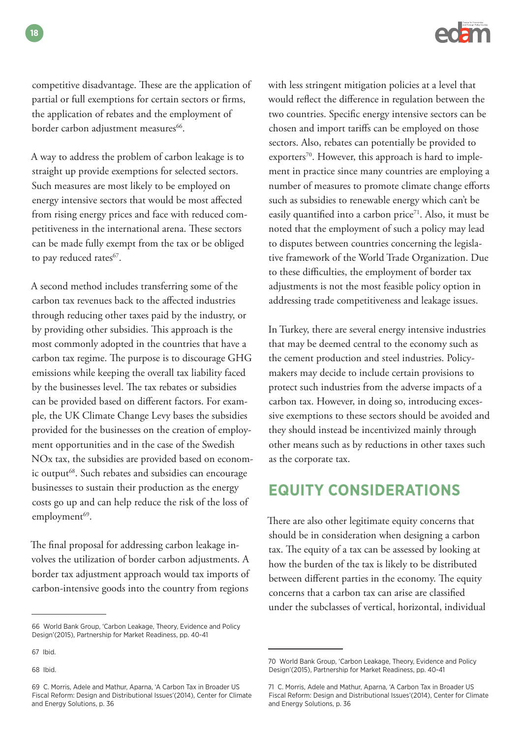competitive disadvantage. These are the application of partial or full exemptions for certain sectors or firms, the application of rebates and the employment of border carbon adjustment measures[66].

A way to address the problem of carbon leakage is to straight up provide exemptions for selected sectors. Such measures are most likely to be employed on energy intensive sectors that would be most affected from rising energy prices and face with reduced competitiveness in the international arena. These sectors can be made fully exempt from the tax or be obliged to pay reduced rates[67].

A second method includes transferring some of the carbon tax revenues back to the affected industries through reducing other taxes paid by the industry, or by providing other subsidies. This approach is the most commonly adopted in the countries that have a carbon tax regime. The purpose is to discourage GHG emissions while keeping the overall tax liability faced by the businesses level. The tax rebates or subsidies can be provided based on different factors. For example, the UK Climate Change Levy bases the subsidies provided for the businesses on the creation of employment opportunities and in the case of the Swedish NOx tax, the subsidies are provided based on economic output[68]. Such rebates and subsidies can encourage businesses to sustain their production as the energy costs go up and can help reduce the risk of the loss of employment[69].

The final proposal for addressing carbon leakage involves the utilization of border carbon adjustments. A border tax adjustment approach would tax imports of carbon-intensive goods into the country from regions with less stringent mitigation policies at a level that would reflect the difference in regulation between the two countries. Specific energy intensive sectors can be chosen and import tariffs can be employed on those sectors. Also, rebates can potentially be provided to exporters[70]. However, this approach is hard to implement in practice since many countries are employing a number of measures to promote climate change efforts such as subsidies to renewable energy which can't be easily quantified into a carbon price[71]. Also, it must be noted that the employment of such a policy may lead to disputes between countries concerning the legislative framework of the World Trade Organization. Due to these difficulties, the employment of border tax adjustments is not the most feasible policy option in addressing trade competitiveness and leakage issues.

In Turkey, there are several energy intensive industries that may be deemed central to the economy such as the cement production and steel industries. Policymakers may decide to include certain provisions to protect such industries from the adverse impacts of a carbon tax. However, in doing so, introducing excessive exemptions to these sectors should be avoided and they should instead be incentivized mainly through other means such as by reductions in other taxes such as the corporate tax.

## EQUITY CONSIDERATIONS

There are also other legitimate equity concerns that should be in consideration when designing a carbon tax. The equity of a tax can be assessed by looking at how the burden of the tax is likely to be distributed between different parties in the economy. The equity concerns that a carbon tax can arise are classified under the subclasses of vertical, horizontal, individual

---

66 World Bank Group, 'Carbon Leakage, Theory, Evidence and Policy Design'(2015), Partnership for Market Readiness, pp. 40-41

67 Ibid.

68 Ibid.

69 C. Morris, Adele and Mathur, Aparna, 'A Carbon Tax in Broader US Fiscal Reform: Design and Distributional Issues'(2014), Center for Climate and Energy Solutions, p. 36

70 World Bank Group, 'Carbon Leakage, Theory, Evidence and Policy Design'(2015), Partnership for Market Readiness, pp. 40-41

71 C. Morris, Adele and Mathur, Aparna, 'A Carbon Tax in Broader US Fiscal Reform: Design and Distributional Issues'(2014), Center for Climate and Energy Solutions, p. 36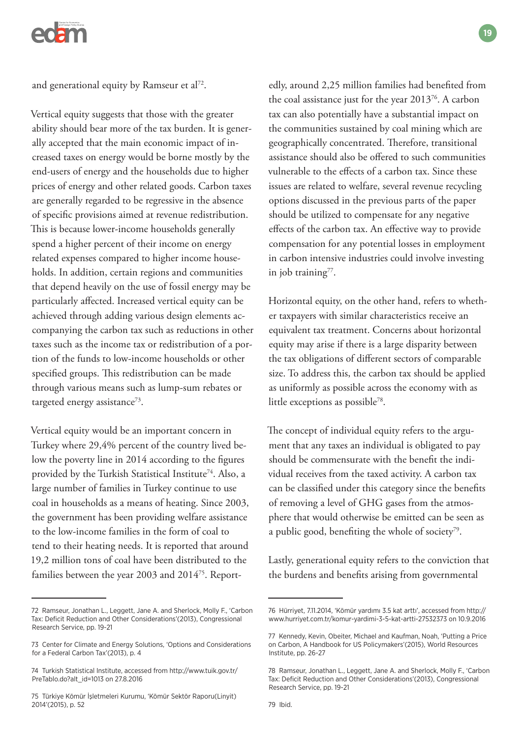and generational equity by Ramseur et al[72].

Vertical equity suggests that those with the greater ability should bear more of the tax burden. It is generally accepted that the main economic impact of increased taxes on energy would be borne mostly by the end-users of energy and the households due to higher prices of energy and other related goods. Carbon taxes are generally regarded to be regressive in the absence of specific provisions aimed at revenue redistribution. This is because lower-income households generally spend a higher percent of their income on energy related expenses compared to higher income households. In addition, certain regions and communities that depend heavily on the use of fossil energy may be particularly affected. Increased vertical equity can be achieved through adding various design elements accompanying the carbon tax such as reductions in other taxes such as the income tax or redistribution of a portion of the funds to low-income households or other specified groups. This redistribution can be made through various means such as lump-sum rebates or targeted energy assistance[73].

Vertical equity would be an important concern in Turkey where 29,4% percent of the country lived below the poverty line in 2014 according to the figures provided by the Turkish Statistical Institute[74]. Also, a large number of families in Turkey continue to use coal in households as a means of heating. Since 2003, the government has been providing welfare assistance to the low-income families in the form of coal to tend to their heating needs. It is reported that around 19,2 million tons of coal have been distributed to the families between the year 2003 and 2014[75]. Reportedly, around 2,25 million families had benefited from the coal assistance just for the year 2013[76]. A carbon tax can also potentially have a substantial impact on the communities sustained by coal mining which are geographically concentrated. Therefore, transitional assistance should also be offered to such communities vulnerable to the effects of a carbon tax. Since these issues are related to welfare, several revenue recycling options discussed in the previous parts of the paper should be utilized to compensate for any negative effects of the carbon tax. An effective way to provide compensation for any potential losses in employment in carbon intensive industries could involve investing in job training[77].

Horizontal equity, on the other hand, refers to whether taxpayers with similar characteristics receive an equivalent tax treatment. Concerns about horizontal equity may arise if there is a large disparity between the tax obligations of different sectors of comparable size. To address this, the carbon tax should be applied as uniformly as possible across the economy with as little exceptions as possible[78].

The concept of individual equity refers to the argument that any taxes an individual is obligated to pay should be commensurate with the benefit the individual receives from the taxed activity. A carbon tax can be classified under this category since the benefits of removing a level of GHG gases from the atmosphere that would otherwise be emitted can be seen as a public good, benefiting the whole of society[79].

Lastly, generational equity refers to the conviction that the burdens and benefits arising from governmental

---

72 Ramseur, Jonathan L., Leggett, Jane A. and Sherlock, Molly F., 'Carbon Tax: Deficit Reduction and Other Considerations'(2013), Congressional Research Service, pp. 19-21

73 Center for Climate and Energy Solutions, 'Options and Considerations for a Federal Carbon Tax'(2013), p. 4

74 Turkish Statistical Institute, accessed from http://www.tuik.gov.tr/PreTablo.do?alt_id=1013 on 27.8.2016

75 Türkiye Kömür İşletmeleri Kurumu, 'Kömür Sektör Raporu(Linyit) 2014'(2015), p. 52

76 Hürriyet, 7.11.2014, 'Kömür yardımı 3.5 kat arttı', accessed from http://www.hurriyet.com.tr/komur-yardimi-3-5-kat-artti-27532373 on 10.9.2016

77 Kennedy, Kevin, Obeiter, Michael and Kaufman, Noah, 'Putting a Price on Carbon, A Handbook for US Policymakers'(2015), World Resources Institute, pp. 26-27

78 Ramseur, Jonathan L., Leggett, Jane A. and Sherlock, Molly F., 'Carbon Tax: Deficit Reduction and Other Considerations'(2013), Congressional Research Service, pp. 19-21

79 Ibid.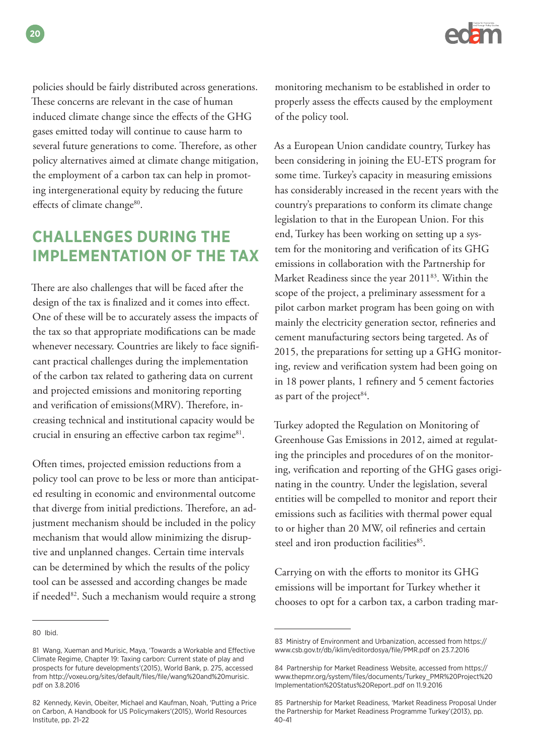policies should be fairly distributed across generations. These concerns are relevant in the case of human induced climate change since the effects of the GHG gases emitted today will continue to cause harm to several future generations to come. Therefore, as other policy alternatives aimed at climate change mitigation, the employment of a carbon tax can help in promoting intergenerational equity by reducing the future effects of climate change[80].

## CHALLENGES DURING THE IMPLEMENTATION OF THE TAX

There are also challenges that will be faced after the design of the tax is finalized and it comes into effect. One of these will be to accurately assess the impacts of the tax so that appropriate modifications can be made whenever necessary. Countries are likely to face significant practical challenges during the implementation of the carbon tax related to gathering data on current and projected emissions and monitoring reporting and verification of emissions(MRV). Therefore, increasing technical and institutional capacity would be crucial in ensuring an effective carbon tax regime[81].

Often times, projected emission reductions from a policy tool can prove to be less or more than anticipated resulting in economic and environmental outcome that diverge from initial predictions. Therefore, an adjustment mechanism should be included in the policy mechanism that would allow minimizing the disruptive and unplanned changes. Certain time intervals can be determined by which the results of the policy tool can be assessed and according changes be made if needed[82]. Such a mechanism would require a strong monitoring mechanism to be established in order to properly assess the effects caused by the employment of the policy tool.

As a European Union candidate country, Turkey has been considering in joining the EU-ETS program for some time. Turkey's capacity in measuring emissions has considerably increased in the recent years with the country's preparations to conform its climate change legislation to that in the European Union. For this end, Turkey has been working on setting up a system for the monitoring and verification of its GHG emissions in collaboration with the Partnership for Market Readiness since the year 2011[83]. Within the scope of the project, a preliminary assessment for a pilot carbon market program has been going on with mainly the electricity generation sector, refineries and cement manufacturing sectors being targeted. As of 2015, the preparations for setting up a GHG monitoring, review and verification system had been going on in 18 power plants, 1 refinery and 5 cement factories as part of the project[84].

Turkey adopted the Regulation on Monitoring of Greenhouse Gas Emissions in 2012, aimed at regulating the principles and procedures of on the monitoring, verification and reporting of the GHG gases originating in the country. Under the legislation, several entities will be compelled to monitor and report their emissions such as facilities with thermal power equal to or higher than 20 MW, oil refineries and certain steel and iron production facilities[85].

Carrying on with the efforts to monitor its GHG emissions will be important for Turkey whether it chooses to opt for a carbon tax, a carbon trading mar-

---

80 Ibid.

81 Wang, Xueman and Murisic, Maya, 'Towards a Workable and Effective Climate Regime, Chapter 19: Taxing carbon: Current state of play and prospects for future developments'(2015), World Bank, p. 275, accessed from http://voxeu.org/sites/default/files/file/wang%20and%20murisic.pdf on 3.8.2016

82 Kennedy, Kevin, Obeiter, Michael and Kaufman, Noah, 'Putting a Price on Carbon, A Handbook for US Policymakers'(2015), World Resources Institute, pp. 21-22

83 Ministry of Environment and Urbanization, accessed from https://www.csb.gov.tr/db/iklim/editordosya/file/PMR.pdf on 23.7.2016

84 Partnership for Market Readiness Website, accessed from https://www.thepmr.org/system/files/documents/Turkey_PMR%20Project%20Implementation%20Status%20Report..pdf on 11.9.2016

85 Partnership for Market Readiness, 'Market Readiness Proposal Under the Partnership for Market Readiness Programme Turkey'(2013), pp. 40-41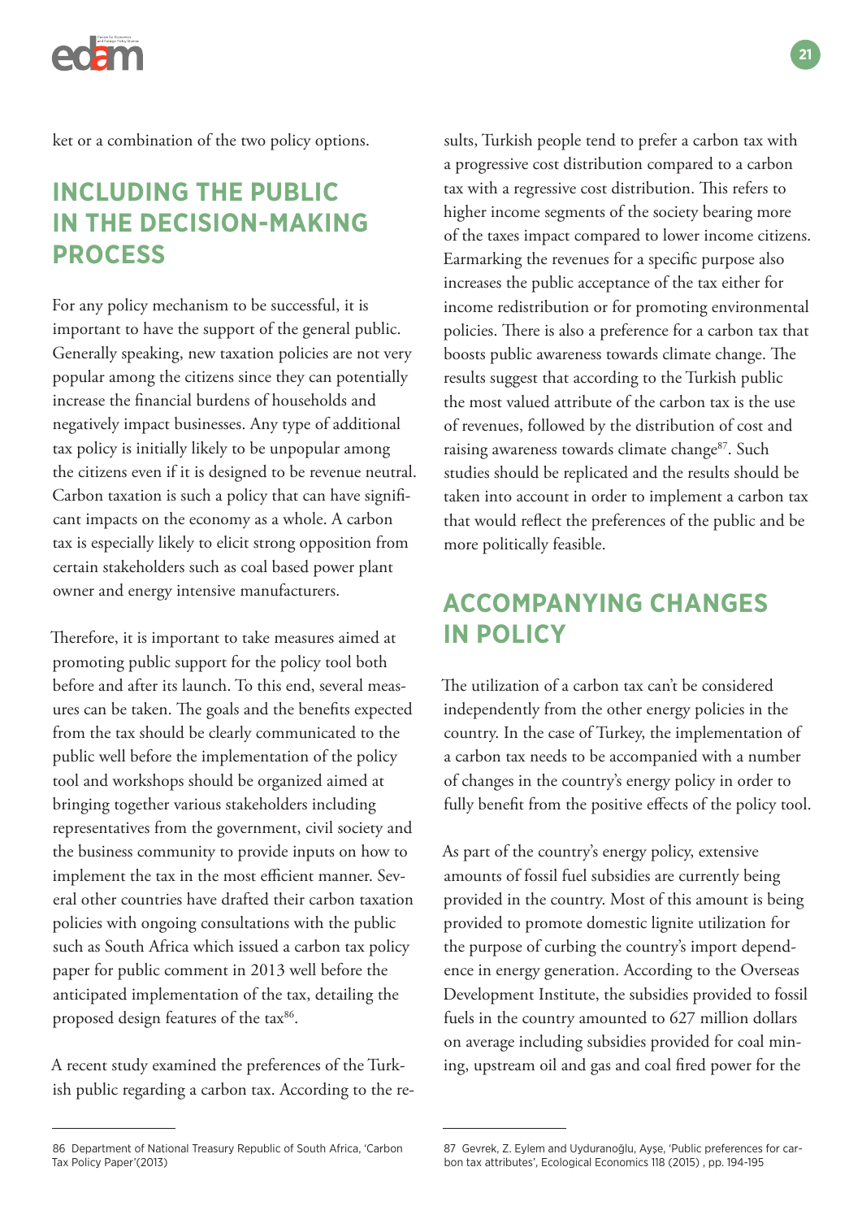ket or a combination of the two policy options.

## INCLUDING THE PUBLIC IN THE DECISION-MAKING PROCESS

For any policy mechanism to be successful, it is important to have the support of the general public. Generally speaking, new taxation policies are not very popular among the citizens since they can potentially increase the financial burdens of households and negatively impact businesses. Any type of additional tax policy is initially likely to be unpopular among the citizens even if it is designed to be revenue neutral. Carbon taxation is such a policy that can have significant impacts on the economy as a whole. A carbon tax is especially likely to elicit strong opposition from certain stakeholders such as coal based power plant owner and energy intensive manufacturers.

Therefore, it is important to take measures aimed at promoting public support for the policy tool both before and after its launch. To this end, several measures can be taken. The goals and the benefits expected from the tax should be clearly communicated to the public well before the implementation of the policy tool and workshops should be organized aimed at bringing together various stakeholders including representatives from the government, civil society and the business community to provide inputs on how to implement the tax in the most efficient manner. Several other countries have drafted their carbon taxation policies with ongoing consultations with the public such as South Africa which issued a carbon tax policy paper for public comment in 2013 well before the anticipated implementation of the tax, detailing the proposed design features of the tax[86].

A recent study examined the preferences of the Turkish public regarding a carbon tax. According to the results, Turkish people tend to prefer a carbon tax with a progressive cost distribution compared to a carbon tax with a regressive cost distribution. This refers to higher income segments of the society bearing more of the taxes impact compared to lower income citizens. Earmarking the revenues for a specific purpose also increases the public acceptance of the tax either for income redistribution or for promoting environmental policies. There is also a preference for a carbon tax that boosts public awareness towards climate change. The results suggest that according to the Turkish public the most valued attribute of the carbon tax is the use of revenues, followed by the distribution of cost and raising awareness towards climate change[87]. Such studies should be replicated and the results should be taken into account in order to implement a carbon tax that would reflect the preferences of the public and be more politically feasible.

## ACCOMPANYING CHANGES IN POLICY

The utilization of a carbon tax can't be considered independently from the other energy policies in the country. In the case of Turkey, the implementation of a carbon tax needs to be accompanied with a number of changes in the country's energy policy in order to fully benefit from the positive effects of the policy tool.

As part of the country's energy policy, extensive amounts of fossil fuel subsidies are currently being provided in the country. Most of this amount is being provided to promote domestic lignite utilization for the purpose of curbing the country's import dependence in energy generation. According to the Overseas Development Institute, the subsidies provided to fossil fuels in the country amounted to 627 million dollars on average including subsidies provided for coal mining, upstream oil and gas and coal fired power for the

---

86 Department of National Treasury Republic of South Africa, 'Carbon Tax Policy Paper'(2013)

87 Gevrek, Z. Eylem and Uyduranoğlu, Ayşe, 'Public preferences for carbon tax attributes', Ecological Economics 118 (2015) , pp. 194-195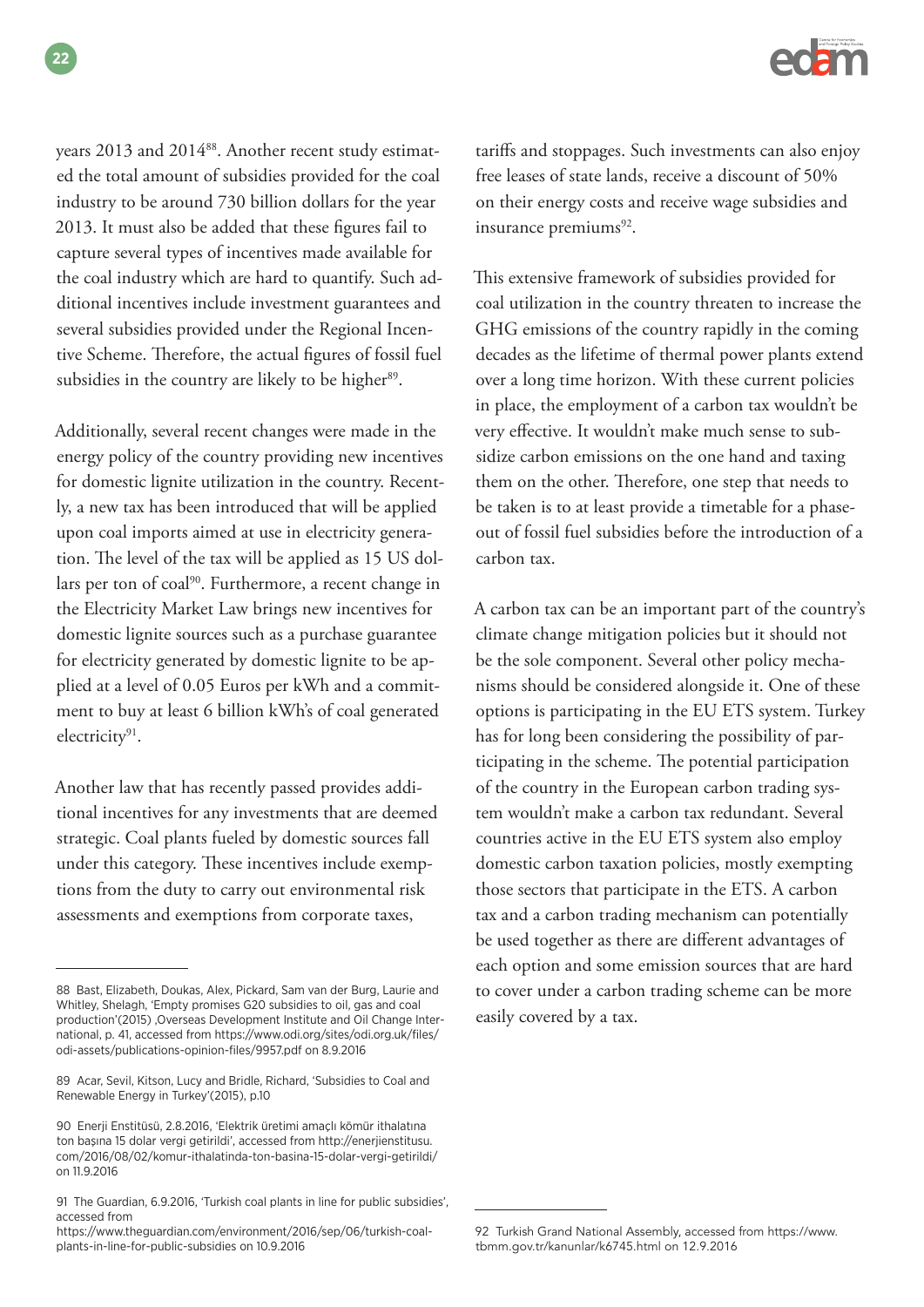years 2013 and 2014[88]. Another recent study estimated the total amount of subsidies provided for the coal industry to be around 730 billion dollars for the year 2013. It must also be added that these figures fail to capture several types of incentives made available for the coal industry which are hard to quantify. Such additional incentives include investment guarantees and several subsidies provided under the Regional Incentive Scheme. Therefore, the actual figures of fossil fuel subsidies in the country are likely to be higher[89].

Additionally, several recent changes were made in the energy policy of the country providing new incentives for domestic lignite utilization in the country. Recently, a new tax has been introduced that will be applied upon coal imports aimed at use in electricity generation. The level of the tax will be applied as 15 US dollars per ton of coal[90]. Furthermore, a recent change in the Electricity Market Law brings new incentives for domestic lignite sources such as a purchase guarantee for electricity generated by domestic lignite to be applied at a level of 0.05 Euros per kWh and a commitment to buy at least 6 billion kWh's of coal generated electricity[91].

Another law that has recently passed provides additional incentives for any investments that are deemed strategic. Coal plants fueled by domestic sources fall under this category. These incentives include exemptions from the duty to carry out environmental risk assessments and exemptions from corporate taxes, tariffs and stoppages. Such investments can also enjoy free leases of state lands, receive a discount of 50% on their energy costs and receive wage subsidies and insurance premiums[92].

This extensive framework of subsidies provided for coal utilization in the country threaten to increase the GHG emissions of the country rapidly in the coming decades as the lifetime of thermal power plants extend over a long time horizon. With these current policies in place, the employment of a carbon tax wouldn't be very effective. It wouldn't make much sense to subsidize carbon emissions on the one hand and taxing them on the other. Therefore, one step that needs to be taken is to at least provide a timetable for a phase-out of fossil fuel subsidies before the introduction of a carbon tax.

A carbon tax can be an important part of the country's climate change mitigation policies but it should not be the sole component. Several other policy mechanisms should be considered alongside it. One of these options is participating in the EU ETS system. Turkey has for long been considering the possibility of participating in the scheme. The potential participation of the country in the European carbon trading system wouldn't make a carbon tax redundant. Several countries active in the EU ETS system also employ domestic carbon taxation policies, mostly exempting those sectors that participate in the ETS. A carbon tax and a carbon trading mechanism can potentially be used together as there are different advantages of each option and some emission sources that are hard to cover under a carbon trading scheme can be more easily covered by a tax.

---

88 Bast, Elizabeth, Doukas, Alex, Pickard, Sam van der Burg, Laurie and Whitley, Shelagh, 'Empty promises G20 subsidies to oil, gas and coal production'(2015) ,Overseas Development Institute and Oil Change International, p. 41, accessed from https://www.odi.org/sites/odi.org.uk/files/odi-assets/publications-opinion-files/9957.pdf on 8.9.2016

89 Acar, Sevil, Kitson, Lucy and Bridle, Richard, 'Subsidies to Coal and Renewable Energy in Turkey'(2015), p.10

90 Enerji Enstitüsü, 2.8.2016, 'Elektrik üretimi amaçlı kömür ithalatına ton başına 15 dolar vergi getirildi', accessed from http://enerjienstitusu.com/2016/08/02/komur-ithalatinda-ton-basina-15-dolar-vergi-getirildi/ on 11.9.2016

91 The Guardian, 6.9.2016, 'Turkish coal plants in line for public subsidies', accessed from https://www.theguardian.com/environment/2016/sep/06/turkish-coal-plants-in-line-for-public-subsidies on 10.9.2016

92 Turkish Grand National Assembly, accessed from https://www.tbmm.gov.tr/kanunlar/k6745.html on 12.9.2016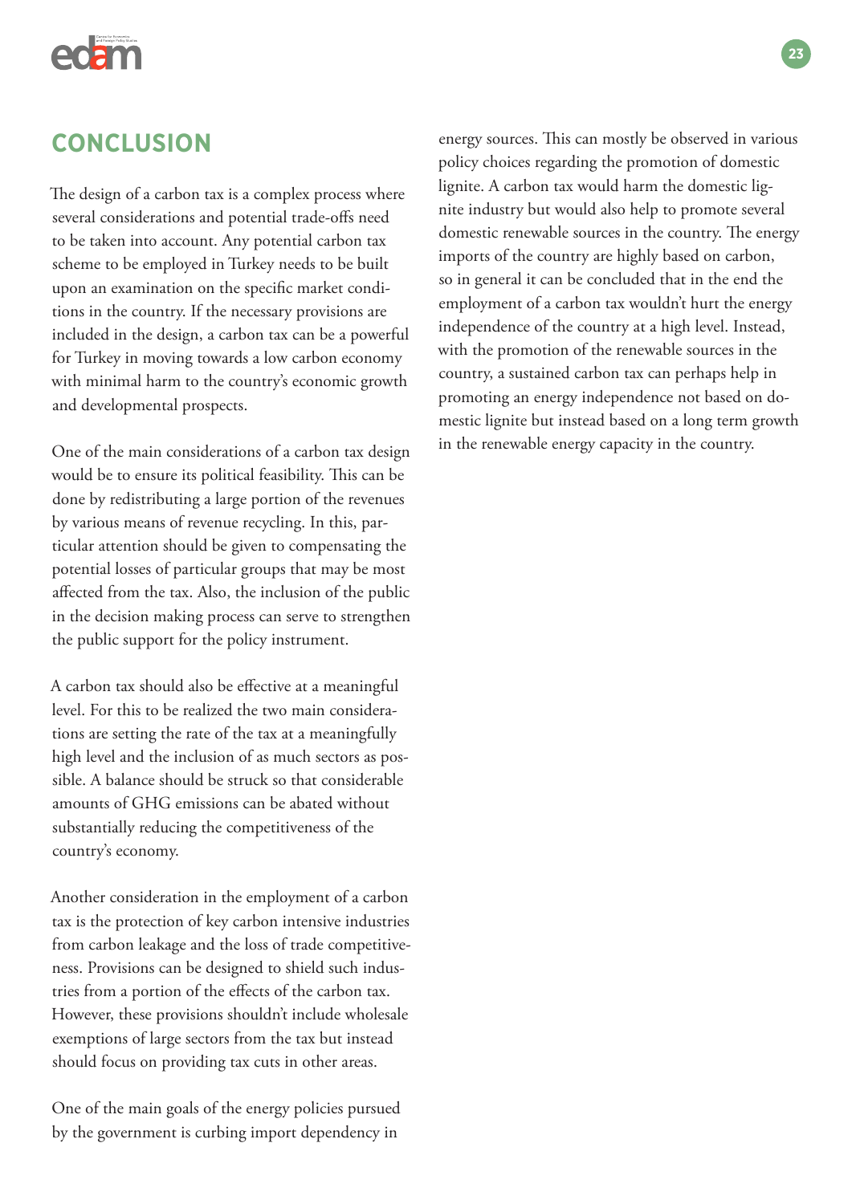## CONCLUSION

The design of a carbon tax is a complex process where several considerations and potential trade-offs need to be taken into account. Any potential carbon tax scheme to be employed in Turkey needs to be built upon an examination on the specific market conditions in the country. If the necessary provisions are included in the design, a carbon tax can be a powerful for Turkey in moving towards a low carbon economy with minimal harm to the country's economic growth and developmental prospects.

One of the main considerations of a carbon tax design would be to ensure its political feasibility. This can be done by redistributing a large portion of the revenues by various means of revenue recycling. In this, particular attention should be given to compensating the potential losses of particular groups that may be most affected from the tax. Also, the inclusion of the public in the decision making process can serve to strengthen the public support for the policy instrument.

A carbon tax should also be effective at a meaningful level. For this to be realized the two main considerations are setting the rate of the tax at a meaningfully high level and the inclusion of as much sectors as possible. A balance should be struck so that considerable amounts of GHG emissions can be abated without substantially reducing the competitiveness of the country's economy.

Another consideration in the employment of a carbon tax is the protection of key carbon intensive industries from carbon leakage and the loss of trade competitiveness. Provisions can be designed to shield such industries from a portion of the effects of the carbon tax. However, these provisions shouldn't include wholesale exemptions of large sectors from the tax but instead should focus on providing tax cuts in other areas.

One of the main goals of the energy policies pursued by the government is curbing import dependency in energy sources. This can mostly be observed in various policy choices regarding the promotion of domestic lignite. A carbon tax would harm the domestic lignite industry but would also help to promote several domestic renewable sources in the country. The energy imports of the country are highly based on carbon, so in general it can be concluded that in the end the employment of a carbon tax wouldn't hurt the energy independence of the country at a high level. Instead, with the promotion of the renewable sources in the country, a sustained carbon tax can perhaps help in promoting an energy independence not based on domestic lignite but instead based on a long term growth in the renewable energy capacity in the country.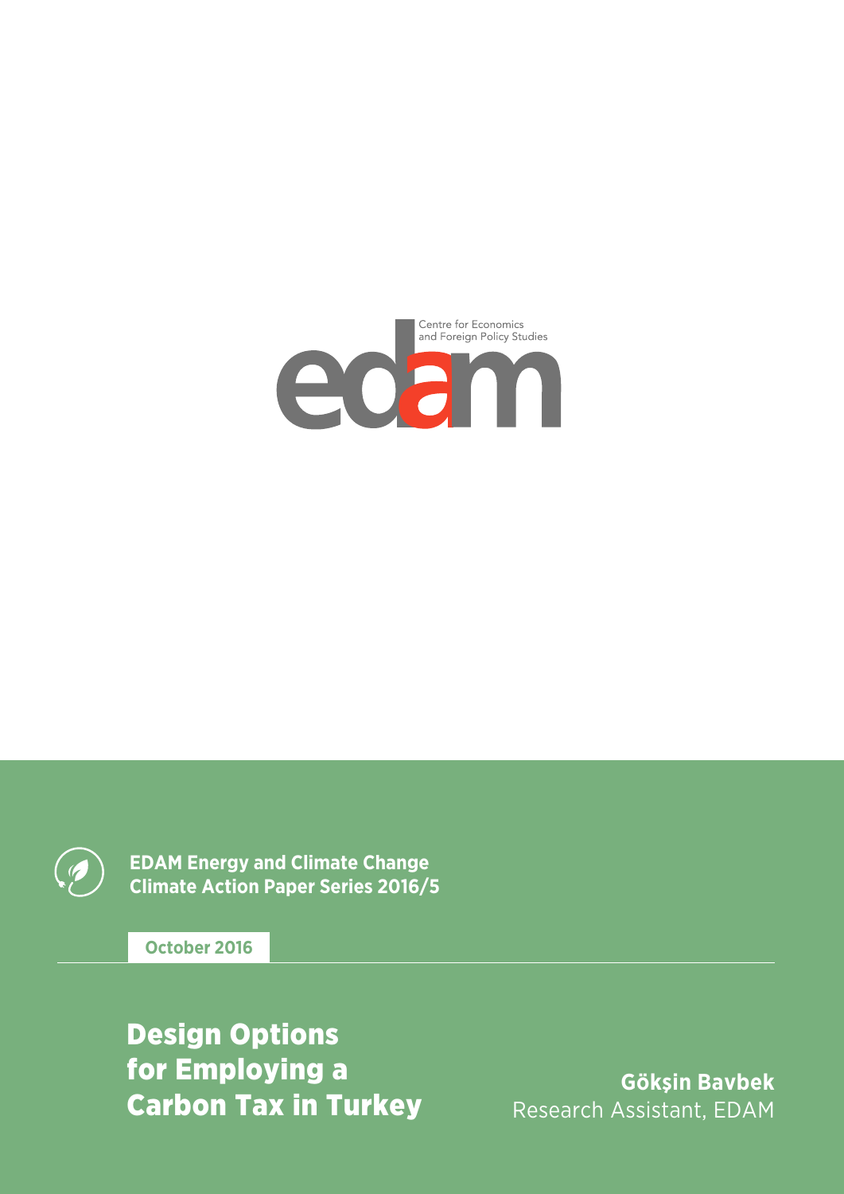Centre for Economics and Foreign Policy Studies

edam

EDAM Energy and Climate Change
Climate Action Paper Series 2016/5

October 2016

# Design Options for Employing a Carbon Tax in Turkey

**Gökşin Bavbek**
Research Assistant, EDAM